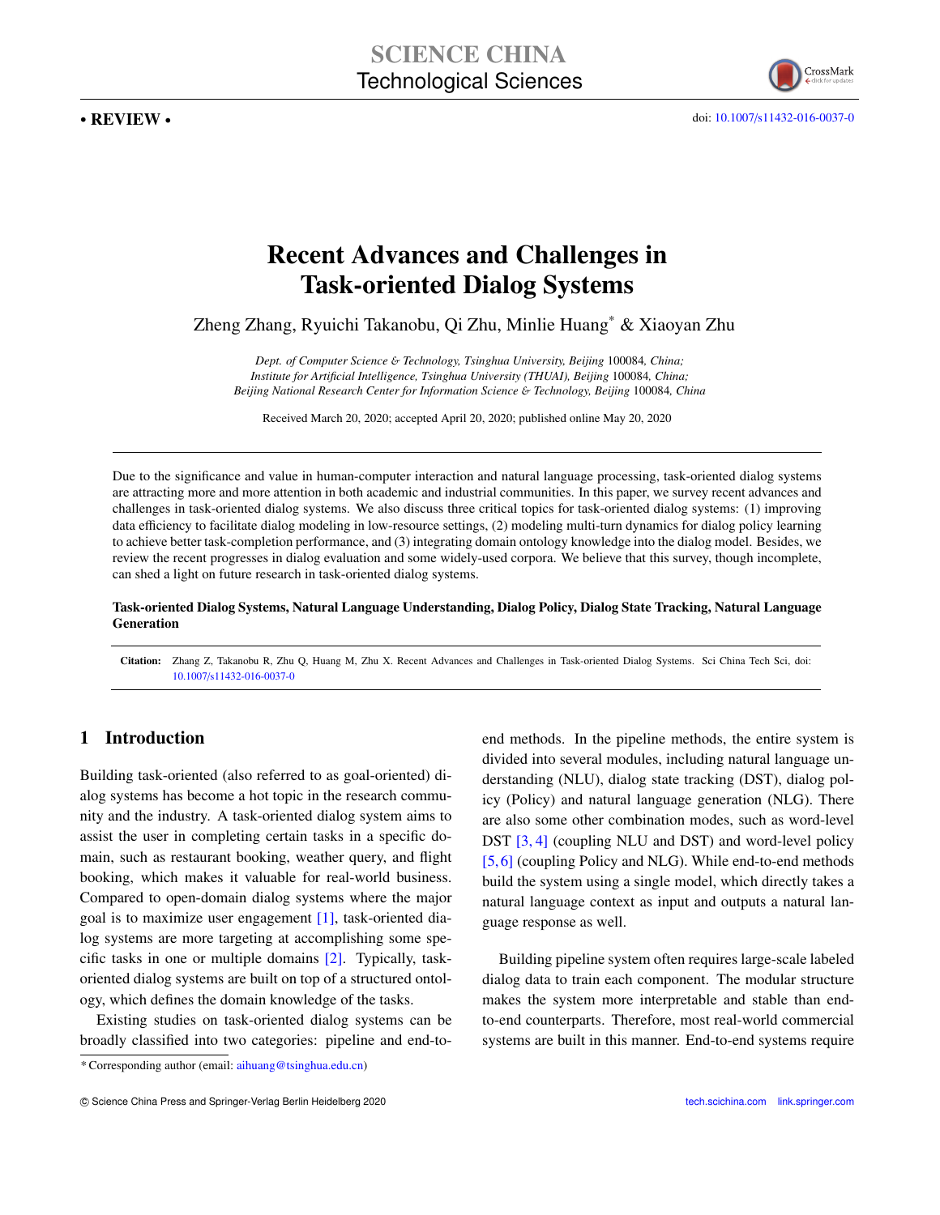SCIENCE CHINA
Technological Sciences

• REVIEW •

doi: 10.1007/s11432-016-0037-0

# Recent Advances and Challenges in Task-oriented Dialog Systems

Zheng Zhang, Ryuichi Takanobu, Qi Zhu, Minlie Huang* & Xiaoyan Zhu

*Dept. of Computer Science & Technology, Tsinghua University, Beijing* 100084*, China;*
*Institute for Artificial Intelligence, Tsinghua University (THUAI), Beijing* 100084*, China;*
*Beijing National Research Center for Information Science & Technology, Beijing* 100084*, China*

Received March 20, 2020; accepted April 20, 2020; published online May 20, 2020

Due to the significance and value in human-computer interaction and natural language processing, task-oriented dialog systems are attracting more and more attention in both academic and industrial communities. In this paper, we survey recent advances and challenges in task-oriented dialog systems. We also discuss three critical topics for task-oriented dialog systems: (1) improving data efficiency to facilitate dialog modeling in low-resource settings, (2) modeling multi-turn dynamics for dialog policy learning to achieve better task-completion performance, and (3) integrating domain ontology knowledge into the dialog model. Besides, we review the recent progresses in dialog evaluation and some widely-used corpora. We believe that this survey, though incomplete, can shed a light on future research in task-oriented dialog systems.

**Task-oriented Dialog Systems, Natural Language Understanding, Dialog Policy, Dialog State Tracking, Natural Language Generation**

**Citation:** Zhang Z, Takanobu R, Zhu Q, Huang M, Zhu X. Recent Advances and Challenges in Task-oriented Dialog Systems. Sci China Tech Sci, doi: 10.1007/s11432-016-0037-0

## 1 Introduction

Building task-oriented (also referred to as goal-oriented) dialog systems has become a hot topic in the research community and the industry. A task-oriented dialog system aims to assist the user in completing certain tasks in a specific domain, such as restaurant booking, weather query, and flight booking, which makes it valuable for real-world business. Compared to open-domain dialog systems where the major goal is to maximize user engagement [1], task-oriented dialog systems are more targeting at accomplishing some specific tasks in one or multiple domains [2]. Typically, task-oriented dialog systems are built on top of a structured ontology, which defines the domain knowledge of the tasks.

Existing studies on task-oriented dialog systems can be broadly classified into two categories: pipeline and end-to-end methods. In the pipeline methods, the entire system is divided into several modules, including natural language understanding (NLU), dialog state tracking (DST), dialog policy (Policy) and natural language generation (NLG). There are also some other combination modes, such as word-level DST [3, 4] (coupling NLU and DST) and word-level policy [5, 6] (coupling Policy and NLG). While end-to-end methods build the system using a single model, which directly takes a natural language context as input and outputs a natural language response as well.

Building pipeline system often requires large-scale labeled dialog data to train each component. The modular structure makes the system more interpretable and stable than end-to-end counterparts. Therefore, most real-world commercial systems are built in this manner. End-to-end systems require

*Corresponding author (email: aihuang@tsinghua.edu.cn)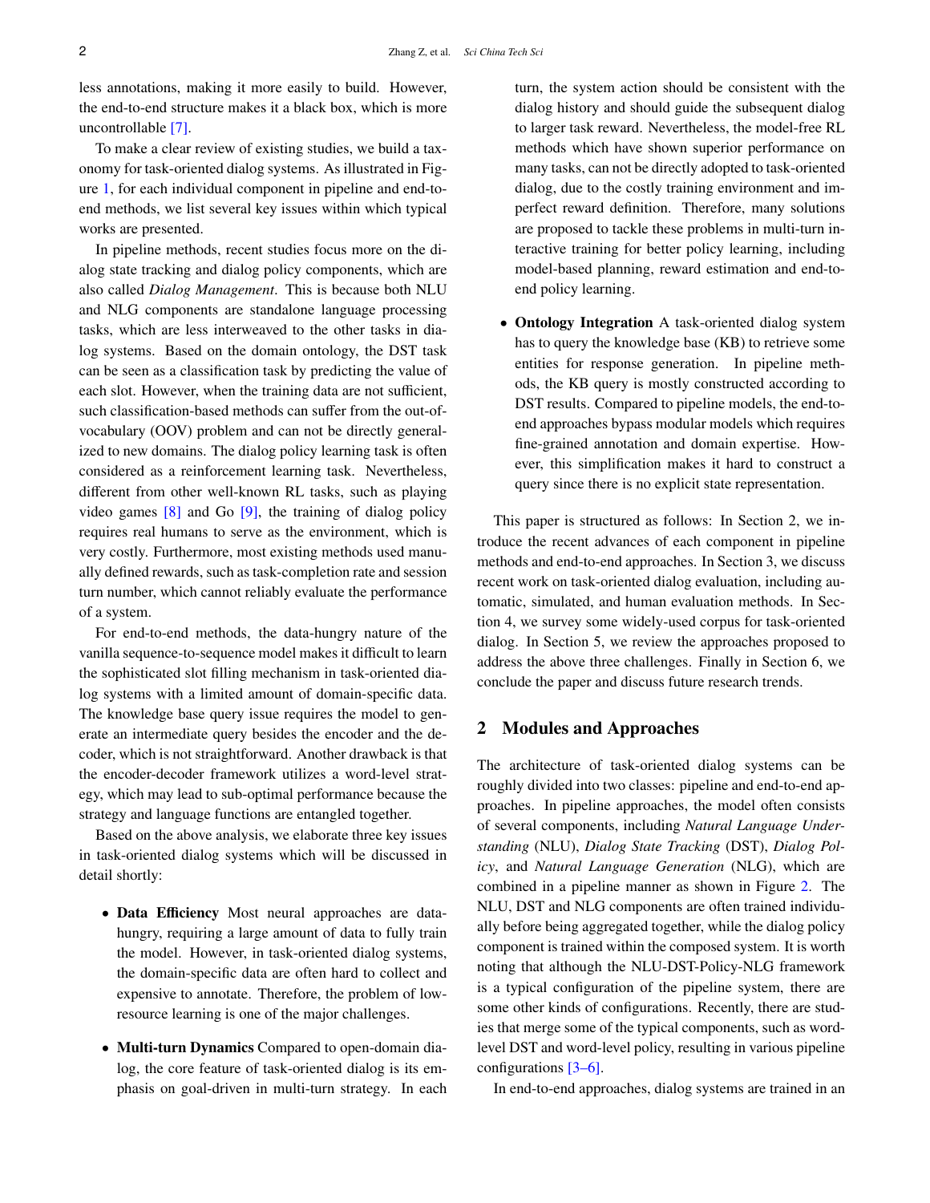less annotations, making it more easily to build. However, the end-to-end structure makes it a black box, which is more uncontrollable [7].

To make a clear review of existing studies, we build a taxonomy for task-oriented dialog systems. As illustrated in Figure 1, for each individual component in pipeline and end-to-end methods, we list several key issues within which typical works are presented.

In pipeline methods, recent studies focus more on the dialog state tracking and dialog policy components, which are also called *Dialog Management*. This is because both NLU and NLG components are standalone language processing tasks, which are less interweaved to the other tasks in dialog systems. Based on the domain ontology, the DST task can be seen as a classification task by predicting the value of each slot. However, when the training data are not sufficient, such classification-based methods can suffer from the out-of-vocabulary (OOV) problem and can not be directly generalized to new domains. The dialog policy learning task is often considered as a reinforcement learning task. Nevertheless, different from other well-known RL tasks, such as playing video games [8] and Go [9], the training of dialog policy requires real humans to serve as the environment, which is very costly. Furthermore, most existing methods used manually defined rewards, such as task-completion rate and session turn number, which cannot reliably evaluate the performance of a system.

For end-to-end methods, the data-hungry nature of the vanilla sequence-to-sequence model makes it difficult to learn the sophisticated slot filling mechanism in task-oriented dialog systems with a limited amount of domain-specific data. The knowledge base query issue requires the model to generate an intermediate query besides the encoder and the decoder, which is not straightforward. Another drawback is that the encoder-decoder framework utilizes a word-level strategy, which may lead to sub-optimal performance because the strategy and language functions are entangled together.

Based on the above analysis, we elaborate three key issues in task-oriented dialog systems which will be discussed in detail shortly:

- **Data Efficiency** Most neural approaches are data-hungry, requiring a large amount of data to fully train the model. However, in task-oriented dialog systems, the domain-specific data are often hard to collect and expensive to annotate. Therefore, the problem of low-resource learning is one of the major challenges.
- **Multi-turn Dynamics** Compared to open-domain dialog, the core feature of task-oriented dialog is its emphasis on goal-driven in multi-turn strategy. In each turn, the system action should be consistent with the dialog history and should guide the subsequent dialog to larger task reward. Nevertheless, the model-free RL methods which have shown superior performance on many tasks, can not be directly adopted to task-oriented dialog, due to the costly training environment and imperfect reward definition. Therefore, many solutions are proposed to tackle these problems in multi-turn interactive training for better policy learning, including model-based planning, reward estimation and end-to-end policy learning.
- **Ontology Integration** A task-oriented dialog system has to query the knowledge base (KB) to retrieve some entities for response generation. In pipeline methods, the KB query is mostly constructed according to DST results. Compared to pipeline models, the end-to-end approaches bypass modular models which requires fine-grained annotation and domain expertise. However, this simplification makes it hard to construct a query since there is no explicit state representation.

This paper is structured as follows: In Section 2, we introduce the recent advances of each component in pipeline methods and end-to-end approaches. In Section 3, we discuss recent work on task-oriented dialog evaluation, including automatic, simulated, and human evaluation methods. In Section 4, we survey some widely-used corpus for task-oriented dialog. In Section 5, we review the approaches proposed to address the above three challenges. Finally in Section 6, we conclude the paper and discuss future research trends.

## 2 Modules and Approaches

The architecture of task-oriented dialog systems can be roughly divided into two classes: pipeline and end-to-end approaches. In pipeline approaches, the model often consists of several components, including *Natural Language Understanding* (NLU), *Dialog State Tracking* (DST), *Dialog Policy*, and *Natural Language Generation* (NLG), which are combined in a pipeline manner as shown in Figure 2. The NLU, DST and NLG components are often trained individually before being aggregated together, while the dialog policy component is trained within the composed system. It is worth noting that although the NLU-DST-Policy-NLG framework is a typical configuration of the pipeline system, there are some other kinds of configurations. Recently, there are studies that merge some of the typical components, such as word-level DST and word-level policy, resulting in various pipeline configurations [3–6].

In end-to-end approaches, dialog systems are trained in an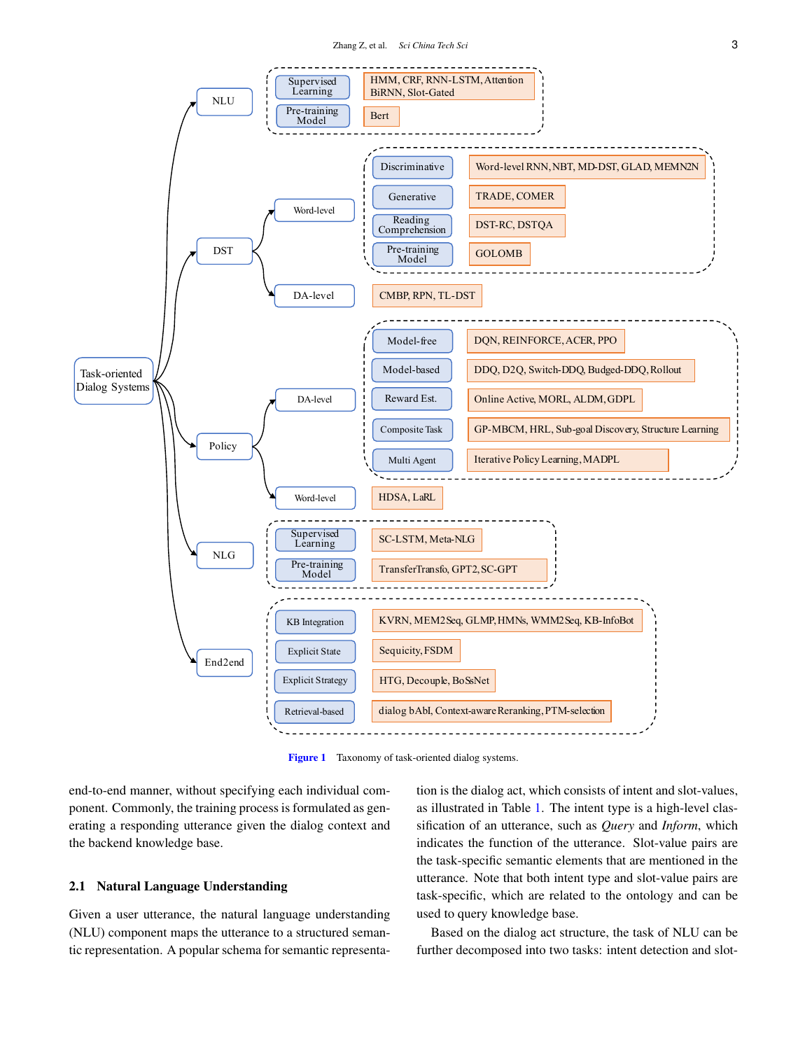Figure 1 Taxonomy of task-oriented dialog systems.

end-to-end manner, without specifying each individual component. Commonly, the training process is formulated as generating a responding utterance given the dialog context and the backend knowledge base.

## 2.1 Natural Language Understanding

Given a user utterance, the natural language understanding (NLU) component maps the utterance to a structured semantic representation. A popular schema for semantic representation is the dialog act, which consists of intent and slot-values, as illustrated in Table 1. The intent type is a high-level classification of an utterance, such as *Query* and *Inform*, which indicates the function of the utterance. Slot-value pairs are the task-specific semantic elements that are mentioned in the utterance. Note that both intent type and slot-value pairs are task-specific, which are related to the ontology and can be used to query knowledge base.

Based on the dialog act structure, the task of NLU can be further decomposed into two tasks: intent detection and slot-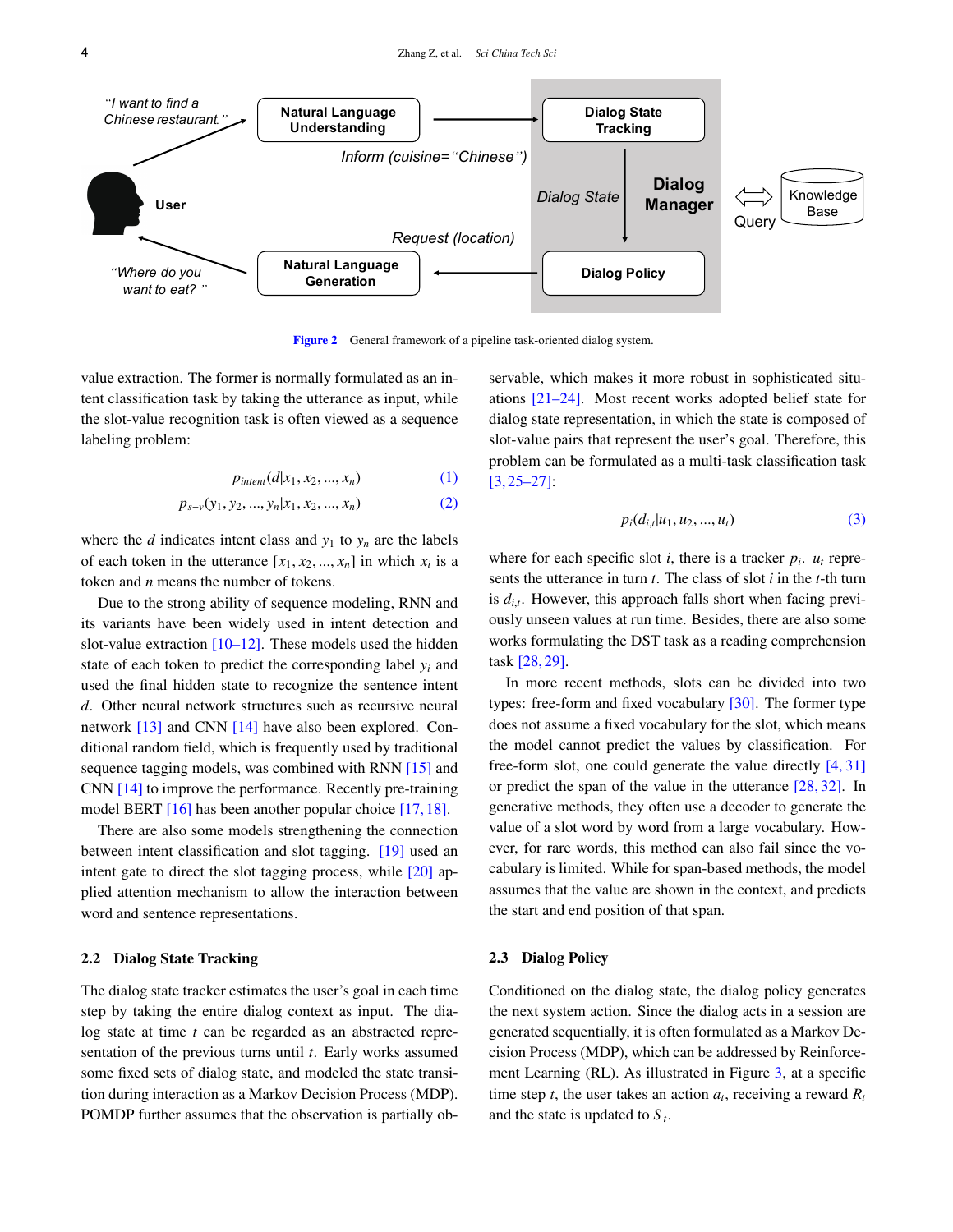Figure 2 General framework of a pipeline task-oriented dialog system.

value extraction. The former is normally formulated as an intent classification task by taking the utterance as input, while the slot-value recognition task is often viewed as a sequence labeling problem:

$$p_{intent}(d|x_1, x_2, ..., x_n) \tag{1}$$

$$p_{s-v}(y_1, y_2, ..., y_n|x_1, x_2, ..., x_n) \tag{2}$$

where the $d$ indicates intent class and $y_1$ to $y_n$ are the labels of each token in the utterance $[x_1, x_2, ..., x_n]$ in which $x_i$ is a token and $n$ means the number of tokens.

Due to the strong ability of sequence modeling, RNN and its variants have been widely used in intent detection and slot-value extraction [10–12]. These models used the hidden state of each token to predict the corresponding label $y_i$ and used the final hidden state to recognize the sentence intent $d$. Other neural network structures such as recursive neural network [13] and CNN [14] have also been explored. Conditional random field, which is frequently used by traditional sequence tagging models, was combined with RNN [15] and CNN [14] to improve the performance. Recently pre-training model BERT [16] has been another popular choice [17, 18].

There are also some models strengthening the connection between intent classification and slot tagging. [19] used an intent gate to direct the slot tagging process, while [20] applied attention mechanism to allow the interaction between word and sentence representations.

## 2.2 Dialog State Tracking

The dialog state tracker estimates the user's goal in each time step by taking the entire dialog context as input. The dialog state at time $t$ can be regarded as an abstracted representation of the previous turns until $t$. Early works assumed some fixed sets of dialog state, and modeled the state transition during interaction as a Markov Decision Process (MDP). POMDP further assumes that the observation is partially observable, which makes it more robust in sophisticated situations [21–24]. Most recent works adopted belief state for dialog state representation, which the state is composed of slot-value pairs that represent the user's goal. Therefore, this problem can be formulated as a multi-task classification task [3, 25–27]:

$$p_i(d_{i,t}|u_1, u_2, ..., u_t) \tag{3}$$

where for each specific slot $i$, there is a tracker $p_i$. $u_t$ represents the utterance in turn $t$. The class of slot $i$ in the $t$-th turn is $d_{i,t}$. However, this approach falls short when facing previously unseen values at run time. Besides, there are also some works formulating the DST task as a reading comprehension task [28, 29].

In more recent methods, slots can be divided into two types: free-form and fixed vocabulary [30]. The former type does not assume a fixed vocabulary for the slot, which means the model cannot predict the values by classification. For free-form slot, one could generate the value directly [4, 31] or predict the span of the value in the utterance [28, 32]. In generative methods, they often use a decoder to generate the value of a slot word by word from a large vocabulary. However, for rare words, this method can also fail since the vocabulary is limited. While for span-based methods, the model assumes that the value are shown in the context, and predicts the start and end position of that span.

## 2.3 Dialog Policy

Conditioned on the dialog state, the dialog policy generates the next system action. Since the dialog acts in a session are generated sequentially, it is often formulated as a Markov Decision Process (MDP), which can be addressed by Reinforcement Learning (RL). As illustrated in Figure 3, at a specific time step $t$, the user takes an action $a_t$, receiving a reward $R_t$ and the state is updated to $S_t$.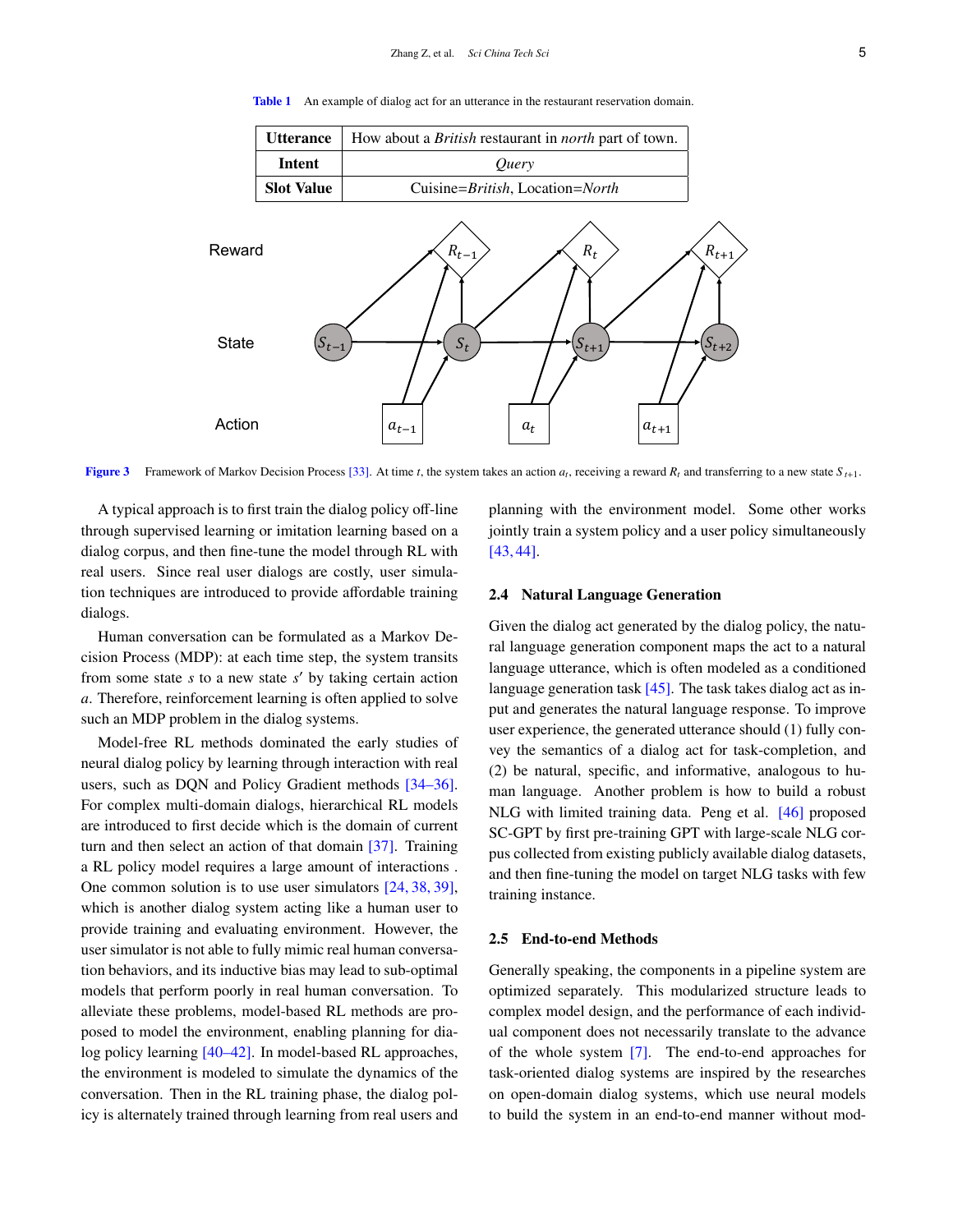Table 1 An example of dialog act for an utterance in the restaurant reservation domain.

| **Utterance** | How about a *British* restaurant in *north* part of town. |
|---|---|
| **Intent** | *Query* |
| **Slot Value** | Cuisine=*British*, Location=*North* |

Figure 3 Framework of Markov Decision Process [33]. At time $t$, the system takes an action $a_t$, receiving a reward $R_t$ and transferring to a new state $S_{t+1}$.

A typical approach is to first train the dialog policy off-line through supervised learning or imitation learning based on a dialog corpus, and then fine-tune the model through RL with real users. Since real user dialogs are costly, user simulation techniques are introduced to provide affordable training dialogs.

Human conversation can be formulated as a Markov Decision Process (MDP): at each time step, the system transits from some state $s$ to a new state $s'$ by taking certain action $a$. Therefore, reinforcement learning is often applied to solve such an MDP problem in the dialog systems.

Model-free RL methods dominated the early studies of neural dialog policy by learning through interaction with real users, such as DQN and Policy Gradient methods [34–36]. For complex multi-domain dialogs, hierarchical RL models are introduced to first decide which is the domain of current turn and then select an action of that domain [37]. Training a RL policy model requires a large amount of interactions . One common solution is to use user simulators [24, 38, 39], which is another dialog system acting like a human user to provide training and evaluating environment. However, the user simulator is not able to fully mimic real human conversation behaviors, and its inductive bias may lead to sub-optimal models that perform poorly in real human conversation. To alleviate these problems, model-based RL methods are proposed to model the environment, enabling planning for dialog policy learning [40–42]. In model-based RL approaches, the environment is modeled to simulate the dynamics of the conversation. Then in the RL training phase, the dialog policy is alternately trained through learning from real users and planning with the environment model. Some other works jointly train a system policy and a user policy simultaneously [43, 44].

### 2.4 Natural Language Generation

Given the dialog act generated by the dialog policy, the natural language generation component maps the act to a natural language utterance, which is often modeled as a conditioned language generation task [45]. The task takes dialog act as input and generates the natural language response. To improve user experience, the generated utterance should (1) fully convey the semantics of a dialog act for task-completion, and (2) be natural, specific, and informative, analogous to human language. Another problem is how to build a robust NLG with limited training data. Peng et al. [46] proposed SC-GPT by first pre-training GPT with large-scale NLG corpus collected from existing publicly available dialog datasets, and then fine-tuning the model on target NLG tasks with few training instance.

### 2.5 End-to-end Methods

Generally speaking, the components in a pipeline system are optimized separately. This modularized structure leads to complex model design, and the performance of each individual component does not necessarily translate to the advance of the whole system [7]. The end-to-end approaches for task-oriented dialog systems are inspired by the researches on open-domain dialog systems, which use neural models to build the system in an end-to-end manner without mod-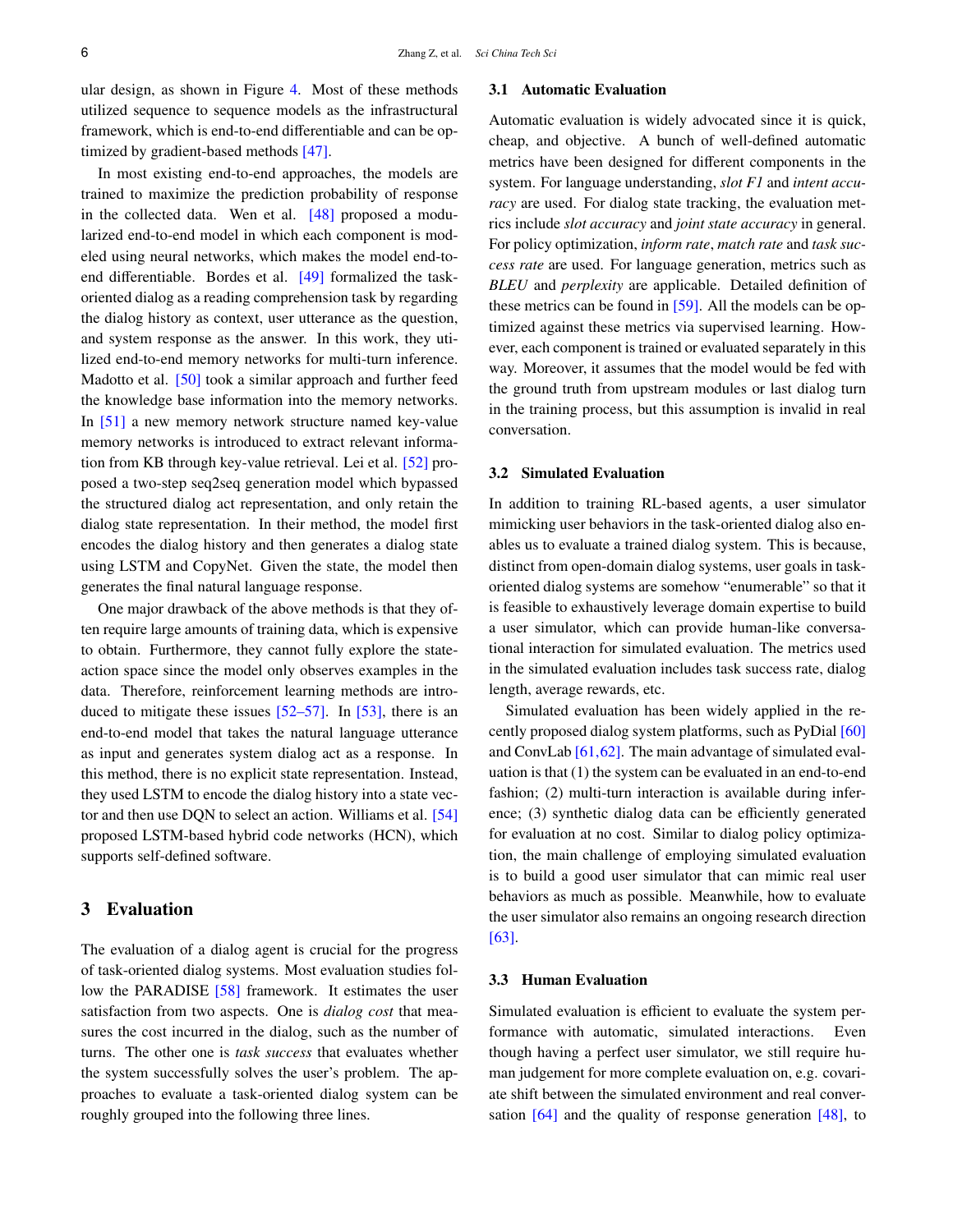ular design, as shown in Figure 4. Most of these methods utilized sequence to sequence models as the infrastructural framework, which is end-to-end differentiable and can be optimized by gradient-based methods [47].

In most existing end-to-end approaches, the models are trained to maximize the prediction probability of response in the collected data. Wen et al. [48] proposed a modularized end-to-end model in which each component is modeled using neural networks, which makes the model end-to-end differentiable. Bordes et al. [49] formalized the task-oriented dialog as a reading comprehension task by regarding the dialog history as context, user utterance as the question, and system response as the answer. In this work, they utilized end-to-end memory networks for multi-turn inference. Madotto et al. [50] took a similar approach and further feed the knowledge base information into the memory networks. In [51] a new memory network structure named key-value memory networks is introduced to extract relevant information from KB through key-value retrieval. Lei et al. [52] proposed a two-step seq2seq generation model which bypassed the structured dialog act representation, and only retain the dialog state representation. In their method, the model first encodes the dialog history and then generates a dialog state using LSTM and CopyNet. Given the state, the model then generates the final natural language response.

One major drawback of the above methods is that they often require large amounts of training data, which is expensive to obtain. Furthermore, they cannot fully explore the state-action space since the model only observes examples in the data. Therefore, reinforcement learning methods are introduced to mitigate these issues [52–57]. In [53], there is an end-to-end model that takes the natural language utterance as input and generates system dialog act as a response. In this method, there is no explicit state representation. Instead, they used LSTM to encode the dialog history into a state vector and then use DQN to select an action. Williams et al. [54] proposed LSTM-based hybrid code networks (HCN), which supports self-defined software.

# 3 Evaluation

The evaluation of a dialog agent is crucial for the progress of task-oriented dialog systems. Most evaluation studies follow the PARADISE [58] framework. It estimates the user satisfaction from two aspects. One is *dialog cost* that measures the cost incurred in the dialog, such as the number of turns. The other one is *task success* that evaluates whether the system successfully solves the user's problem. The approaches to evaluate a task-oriented dialog system can be roughly grouped into the following three lines.

## 3.1 Automatic Evaluation

Automatic evaluation is widely advocated since it is quick, cheap, and objective. A bunch of well-defined automatic metrics have been designed for different components in the system. For language understanding, *slot F1* and *intent accuracy* are used. For dialog state tracking, the evaluation metrics include *slot accuracy* and *joint state accuracy* in general. For policy optimization, *inform rate*, *match rate* and *task success rate* are used. For language generation, metrics such as *BLEU* and *perplexity* are applicable. Detailed definition of these metrics can be found in [59]. All the models can be optimized against these metrics via supervised learning. However, each component is trained or evaluated separately in this way. Moreover, it assumes that the model would be fed with the ground truth from upstream modules or last dialog turn in the training process, but this assumption is invalid in real conversation.

## 3.2 Simulated Evaluation

In addition to training RL-based agents, a user simulator mimicking user behaviors in the task-oriented dialog also enables us to evaluate a trained dialog system. This is because, distinct from open-domain dialog systems, user goals in task-oriented dialog systems are somehow "enumerable" so that it is feasible to exhaustively leverage domain expertise to build a user simulator, which can provide human-like conversational interaction for simulated evaluation. The metrics used in the simulated evaluation includes task success rate, dialog length, average rewards, etc.

Simulated evaluation has been widely applied in the recently proposed dialog system platforms, such as PyDial [60] and ConvLab [61,62]. The main advantage of simulated evaluation is that (1) the system can be evaluated in an end-to-end fashion; (2) multi-turn interaction is available during inference; (3) synthetic dialog data can be efficiently generated for evaluation at no cost. Similar to dialog policy optimization, the main challenge of employing simulated evaluation is to build a good user simulator that can mimic real user behaviors as much as possible. Meanwhile, how to evaluate the user simulator also remains an ongoing research direction [63].

## 3.3 Human Evaluation

Simulated evaluation is efficient to evaluate the system performance with automatic, simulated interactions. Even though having a perfect user simulator, we still require human judgement for more complete evaluation on, e.g. covariate shift between the simulated environment and real conversation [64] and the quality of response generation [48], to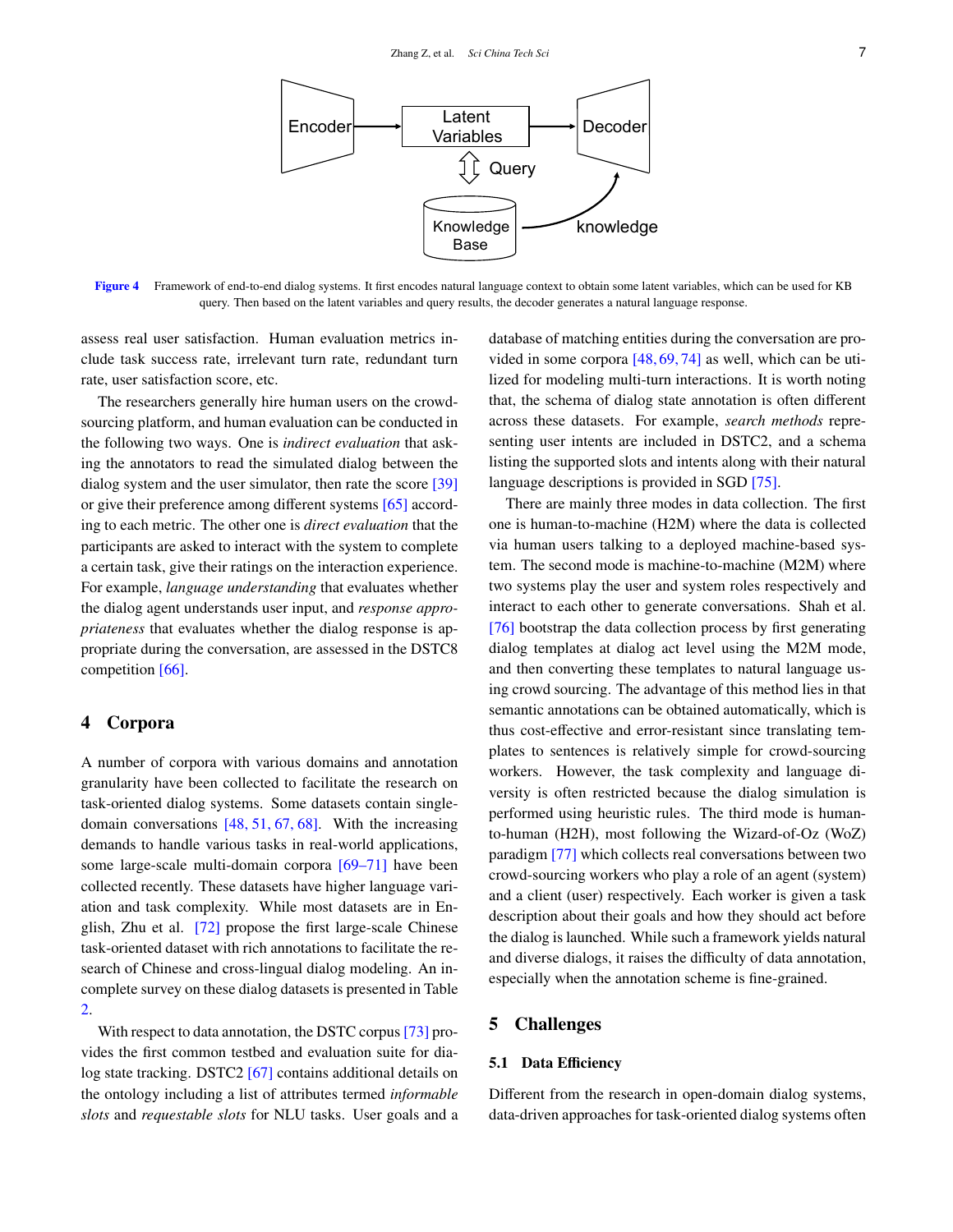Figure 4 Framework of end-to-end dialog systems. It first encodes natural language context to obtain some latent variables, which can be used for KB query. Then based on the latent variables and query results, the decoder generates a natural language response.

assess real user satisfaction. Human evaluation metrics include task success rate, irrelevant turn rate, redundant turn rate, user satisfaction score, etc.

The researchers generally hire human users on the crowd-sourcing platform, and human evaluation can be conducted in the following two ways. One is *indirect evaluation* that asking the annotators to read the simulated dialog between the dialog system and the user simulator, then rate the score [39] or give their preference among different systems [65] according to each metric. The other one is *direct evaluation* that the participants are asked to interact with the system to complete a certain task, give their ratings on the interaction experience. For example, *language understanding* that evaluates whether the dialog agent understands user input, and *response appropriateness* that evaluates whether the dialog response is appropriate during the conversation, are assessed in the DSTC8 competition [66].

## 4 Corpora

A number of corpora with various domains and annotation granularity have been collected to facilitate the research on task-oriented dialog systems. Some datasets contain single-domain conversations [48, 51, 67, 68]. With the increasing demands to handle various tasks in real-world applications, some large-scale multi-domain corpora [69–71] have been collected recently. These datasets have higher language variation and task complexity. While most datasets are in English, Zhu et al. [72] propose the first large-scale Chinese task-oriented dataset with rich annotations to facilitate the research of Chinese and cross-lingual dialog modeling. An incomplete survey on these dialog datasets is presented in Table 2.

With respect to data annotation, the DSTC corpus [73] provides the first common testbed and evaluation suite for dialog state tracking. DSTC2 [67] contains additional details on the ontology including a list of attributes termed *informable slots* and *requestable slots* for NLU tasks. User goals and a database of matching entities during the conversation are provided in some corpora [48, 69, 74] as well, which can be utilized for modeling multi-turn interactions. It is worth noting that, the schema of dialog state annotation is often different across these datasets. For example, *search methods* representing user intents are included in DSTC2, and a schema listing the supported slots and intents along with their natural language descriptions is provided in SGD [75].

There are mainly three modes in data collection. The first one is human-to-machine (H2M) where the data is collected via human users talking to a deployed machine-based system. The second mode is machine-to-machine (M2M) where two systems play the user and system roles respectively and interact to each other to generate conversations. Shah et al. [76] bootstrap the data collection process by first generating dialog templates at dialog act level using the M2M mode, and then converting these templates to natural language using crowd sourcing. The advantage of this method lies in that semantic annotations can be obtained automatically, which is thus cost-effective and error-resistant since translating templates to sentences is relatively simple for crowd-sourcing workers. However, the task complexity and language diversity is often restricted because the dialog simulation is performed using heuristic rules. The third mode is human-to-human (H2H), most following the Wizard-of-Oz (WoZ) paradigm [77] which collects real conversations between two crowd-sourcing workers who play a role of an agent (system) and a client (user) respectively. Each worker is given a task description about their goals and how they should act before the dialog is launched. While such a framework yields natural and diverse dialogs, it raises the difficulty of data annotation, especially when the annotation scheme is fine-grained.

## 5 Challenges

### 5.1 Data Efficiency

Different from the research in open-domain dialog systems, data-driven approaches for task-oriented dialog systems often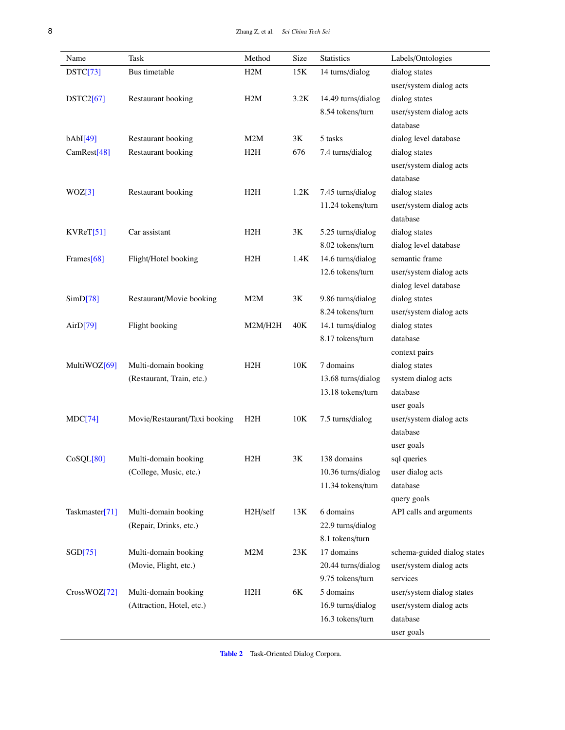| Name | Task | Method | Size | Statistics | Labels/Ontologies |
| --- | --- | --- | --- | --- | --- |
| DSTC[73] | Bus timetable | H2M | 15K | 14 turns/dialog | dialog states<br>user/system dialog acts |
| DSTC2[67] | Restaurant booking | H2M | 3.2K | 14.49 turns/dialog<br>8.54 tokens/turn | dialog states<br>user/system dialog acts<br>database |
| bAbI[49] | Restaurant booking | M2M | 3K | 5 tasks | dialog level database |
| CamRest[48] | Restaurant booking | H2H | 676 | 7.4 turns/dialog | dialog states<br>user/system dialog acts<br>database |
| WOZ[3] | Restaurant booking | H2H | 1.2K | 7.45 turns/dialog<br>11.24 tokens/turn | dialog states<br>user/system dialog acts<br>database |
| KVReT[51] | Car assistant | H2H | 3K | 5.25 turns/dialog<br>8.02 tokens/turn | dialog states<br>dialog level database |
| Frames[68] | Flight/Hotel booking | H2H | 1.4K | 14.6 turns/dialog<br>12.6 tokens/turn | semantic frame<br>user/system dialog acts<br>dialog level database |
| SimD[78] | Restaurant/Movie booking | M2M | 3K | 9.86 turns/dialog<br>8.24 tokens/turn | dialog states<br>user/system dialog acts |
| AirD[79] | Flight booking | M2M/H2H | 40K | 14.1 turns/dialog<br>8.17 tokens/turn | dialog states<br>database<br>context pairs |
| MultiWOZ[69] | Multi-domain booking<br>(Restaurant, Train, etc.) | H2H | 10K | 7 domains<br>13.68 turns/dialog<br>13.18 tokens/turn | dialog states<br>system dialog acts<br>database<br>user goals |
| MDC[74] | Movie/Restaurant/Taxi booking | H2H | 10K | 7.5 turns/dialog | user/system dialog acts<br>database<br>user goals |
| CoSQL[80] | Multi-domain booking<br>(College, Music, etc.) | H2H | 3K | 138 domains<br>10.36 turns/dialog<br>11.34 tokens/turn | sql queries<br>user dialog acts<br>database<br>query goals |
| Taskmaster[71] | Multi-domain booking<br>(Repair, Drinks, etc.) | H2H/self | 13K | 6 domains<br>22.9 turns/dialog<br>8.1 tokens/turn | API calls and arguments |
| SGD[75] | Multi-domain booking<br>(Movie, Flight, etc.) | M2M | 23K | 17 domains<br>20.44 turns/dialog<br>9.75 tokens/turn | schema-guided dialog states<br>user/system dialog acts<br>services |
| CrossWOZ[72] | Multi-domain booking<br>(Attraction, Hotel, etc.) | H2H | 6K | 5 domains<br>16.9 turns/dialog<br>16.3 tokens/turn | user/system dialog states<br>user/system dialog acts<br>database<br>user goals |

Table 2 Task-Oriented Dialog Corpora.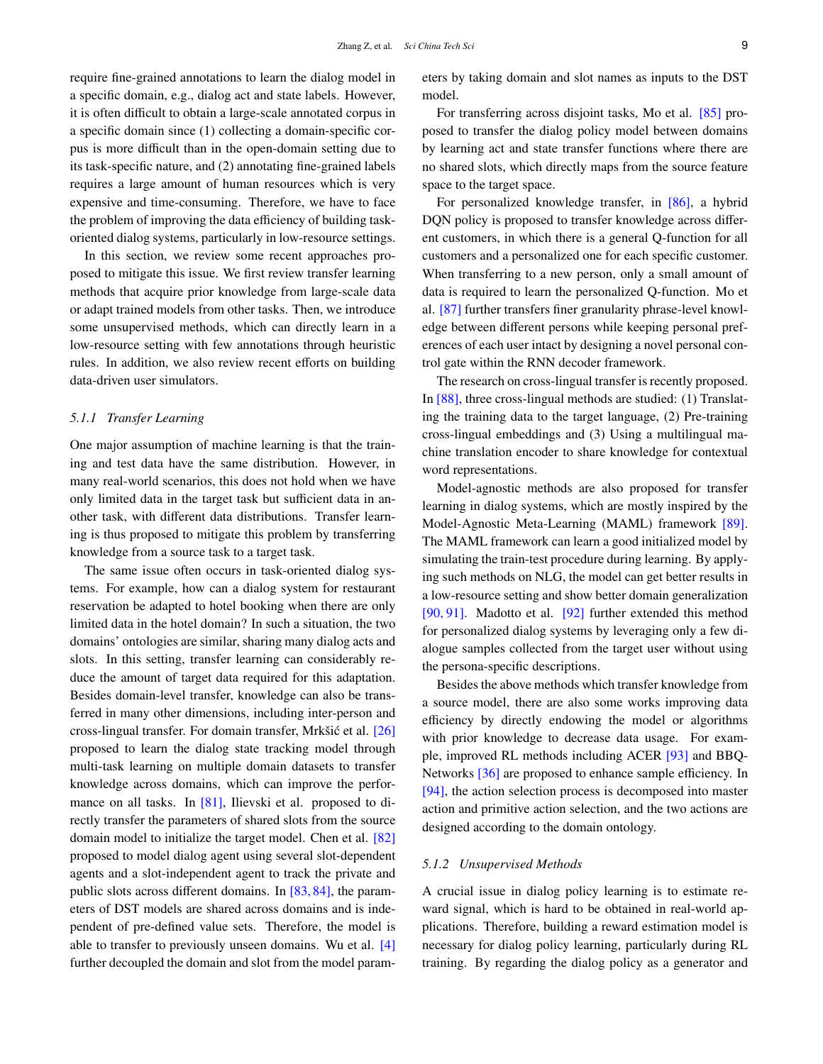require fine-grained annotations to learn the dialog model in a specific domain, e.g., dialog act and state labels. However, it is often difficult to obtain a large-scale annotated corpus in a specific domain since (1) collecting a domain-specific corpus is more difficult than in the open-domain setting due to its task-specific nature, and (2) annotating fine-grained labels requires a large amount of human resources which is very expensive and time-consuming. Therefore, we have to face the problem of improving the data efficiency of building task-oriented dialog systems, particularly in low-resource settings.

In this section, we review some recent approaches proposed to mitigate this issue. We first review transfer learning methods that acquire prior knowledge from large-scale data or adapt trained models from other tasks. Then, we introduce some unsupervised methods, which can directly learn in a low-resource setting with few annotations through heuristic rules. In addition, we also review recent efforts on building data-driven user simulators.

### *5.1.1 Transfer Learning*

One major assumption of machine learning is that the training and test data have the same distribution. However, in many real-world scenarios, this does not hold when we have only limited data in the target task but sufficient data in another task, with different data distributions. Transfer learning is thus proposed to mitigate this problem by transferring knowledge from a source task to a target task.

The same issue often occurs in task-oriented dialog systems. For example, how can a dialog system for restaurant reservation be adapted to hotel booking when there are only limited data in the hotel domain? In such a situation, the two domains' ontologies are similar, sharing many dialog acts and slots. In this setting, transfer learning can considerably reduce the amount of target data required for this adaptation. Besides domain-level transfer, knowledge can also be transferred in many other dimensions, including inter-person and cross-lingual transfer. For domain transfer, Mrkšić et al. [26] proposed to learn the dialog state tracking model through multi-task learning on multiple domain datasets to transfer knowledge across domains, which can improve the performance on all tasks. In [81], Ilievski et al. proposed to directly transfer the parameters of shared slots from the source domain model to initialize the target model. Chen et al. [82] proposed to model dialog agent using several slot-dependent agents and a slot-independent agent to track the private and public slots across different domains. In [83, 84], the parameters of DST models are shared across domains and is independent of pre-defined value sets. Therefore, the model is able to transfer to previously unseen domains. Wu et al. [4] further decoupled the domain and slot from the model parameters by taking domain and slot names as inputs to the DST model.

For transferring across disjoint tasks, Mo et al. [85] proposed to transfer the dialog policy model between domains by learning act and state transfer functions where there are no shared slots, which directly maps from the source feature space to the target space.

For personalized knowledge transfer, in [86], a hybrid DQN policy is proposed to transfer knowledge across different customers, in which there is a general Q-function for all customers and a personalized one for each specific customer. When transferring to a new person, only a small amount of data is required to learn the personalized Q-function. Mo et al. [87] further transfers finer granularity phrase-level knowledge between different persons while keeping personal preferences of each user intact by designing a novel personal control gate within the RNN decoder framework.

The research on cross-lingual transfer is recently proposed. In [88], three cross-lingual methods are studied: (1) Translating the training data to the target language, (2) Pre-training cross-lingual embeddings and (3) Using a multilingual machine translation encoder to share knowledge for contextual word representations.

Model-agnostic methods are also proposed for transfer learning in dialog systems, which are mostly inspired by the Model-Agnostic Meta-Learning (MAML) framework [89]. The MAML framework can learn a good initialized model by simulating the train-test procedure during learning. By applying such methods on NLG, the model can get better results in a low-resource setting and show better domain generalization [90, 91]. Madotto et al. [92] further extended this method for personalized dialog systems by leveraging only a few dialogue samples collected from the target user without using the persona-specific descriptions.

Besides the above methods which transfer knowledge from a source model, there are also some works improving data efficiency by directly endowing the model or algorithms with prior knowledge to decrease data usage. For example, improved RL methods including ACER [93] and BBQ-Networks [36] are proposed to enhance sample efficiency. In [94], the action selection process is decomposed into master action and primitive action selection, and the two actions are designed according to the domain ontology.

### *5.1.2 Unsupervised Methods*

A crucial issue in dialog policy learning is to estimate reward signal, which is hard to be obtained in real-world applications. Therefore, building a reward estimation model is necessary for dialog policy learning, particularly during RL training. By regarding the dialog policy as a generator and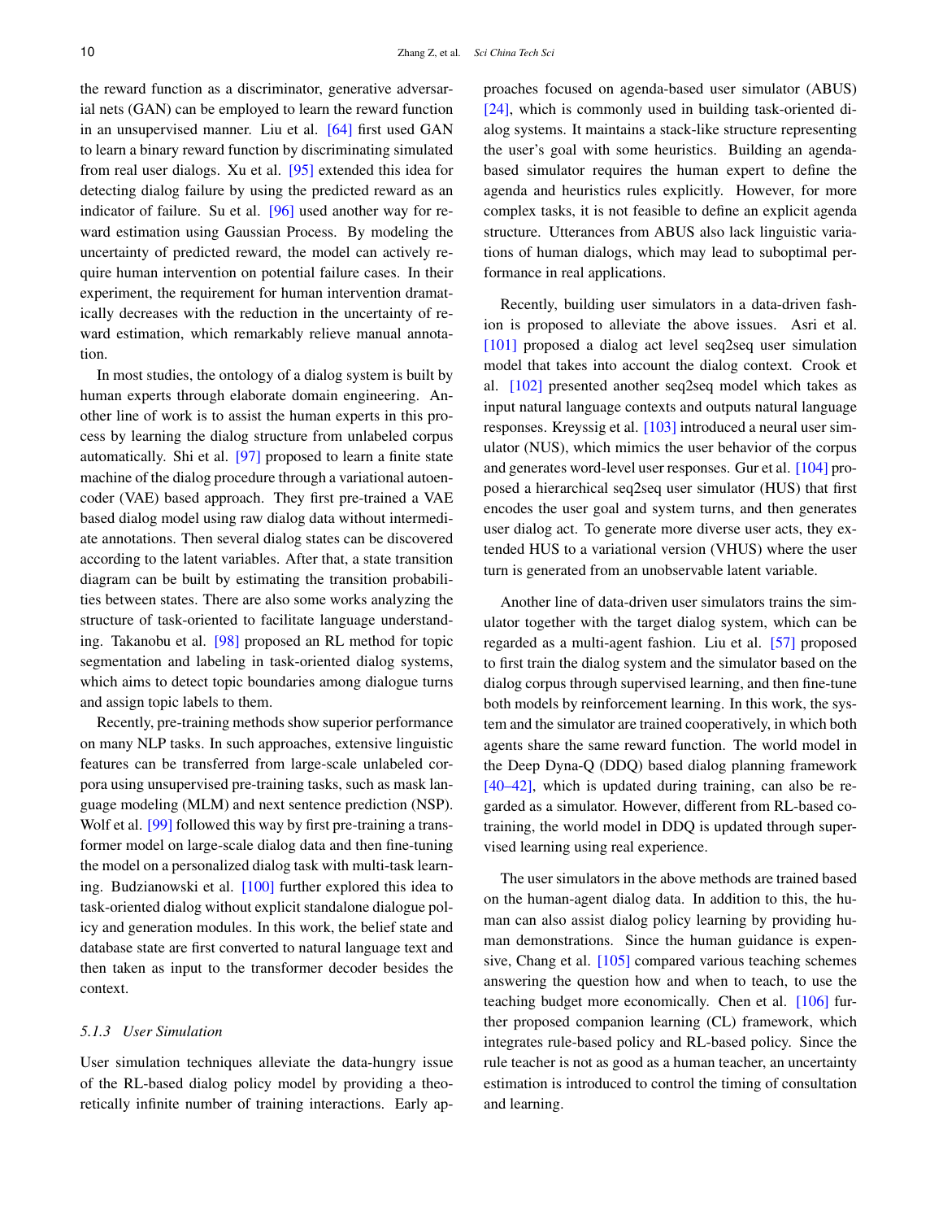the reward function as a discriminator, generative adversarial nets (GAN) can be employed to learn the reward function in an unsupervised manner. Liu et al. [64] first used GAN to learn a binary reward function by discriminating simulated from real user dialogs. Xu et al. [95] extended this idea for detecting dialog failure by using the predicted reward as an indicator of failure. Su et al. [96] used another way for reward estimation using Gaussian Process. By modeling the uncertainty of predicted reward, the model can actively require human intervention on potential failure cases. In their experiment, the requirement for human intervention dramatically decreases with the reduction in the uncertainty of reward estimation, which remarkably relieve manual annotation.

In most studies, the ontology of a dialog system is built by human experts through elaborate domain engineering. Another line of work is to assist the human experts in this process by learning the dialog structure from unlabeled corpus automatically. Shi et al. [97] proposed to learn a finite state machine of the dialog procedure through a variational autoencoder (VAE) based approach. They first pre-trained a VAE based dialog model using raw dialog data without intermediate annotations. Then several dialog states can be discovered according to the latent variables. After that, a state transition diagram can be built by estimating the transition probabilities between states. There are also some works analyzing the structure of task-oriented to facilitate language understanding. Takanobu et al. [98] proposed an RL method for topic segmentation and labeling in task-oriented dialog systems, which aims to detect topic boundaries among dialogue turns and assign topic labels to them.

Recently, pre-training methods show superior performance on many NLP tasks. In such approaches, extensive linguistic features can be transferred from large-scale unlabeled corpora using unsupervised pre-training tasks, such as mask language modeling (MLM) and next sentence prediction (NSP). Wolf et al. [99] followed this way by first pre-training a transformer model on large-scale dialog data and then fine-tuning the model on a personalized dialog task with multi-task learning. Budzianowski et al. [100] further explored this idea to task-oriented dialog without explicit standalone dialogue policy and generation modules. In this work, the belief state and database state are first converted to natural language text and then taken as input to the transformer decoder besides the context.

#### *5.1.3 User Simulation*

User simulation techniques alleviate the data-hungry issue of the RL-based dialog policy model by providing a theoretically infinite number of training interactions. Early approaches focused on agenda-based user simulator (ABUS) [24], which is commonly used in building task-oriented dialog systems. It maintains a stack-like structure representing the user's goal with some heuristics. Building an agenda-based simulator requires the human expert to define the agenda and heuristics rules explicitly. However, for more complex tasks, it is not feasible to define an explicit agenda structure. Utterances from ABUS also lack linguistic variations of human dialogs, which may lead to suboptimal performance in real applications.

Recently, building user simulators in a data-driven fashion is proposed to alleviate the above issues. Asri et al. [101] proposed a dialog act level seq2seq user simulation model that takes into account the dialog context. Crook et al. [102] presented another seq2seq model which takes as input natural language contexts and outputs natural language responses. Kreyssig et al. [103] introduced a neural user simulator (NUS), which mimics the user behavior of the corpus and generates word-level user responses. Gur et al. [104] proposed a hierarchical seq2seq user simulator (HUS) that first encodes the user goal and system turns, and then generates user dialog act. To generate more diverse user acts, they extended HUS to a variational version (VHUS) where the user turn is generated from an unobservable latent variable.

Another line of data-driven user simulators trains the simulator together with the target dialog system, which can be regarded as a multi-agent fashion. Liu et al. [57] proposed to first train the dialog system and the simulator based on the dialog corpus through supervised learning, and then fine-tune both models by reinforcement learning. In this work, the system and the simulator are trained cooperatively, in which both agents share the same reward function. The world model in the Deep Dyna-Q (DDQ) based dialog planning framework [40–42], which is updated during training, can also be regarded as a simulator. However, different from RL-based co-training, the world model in DDQ is updated through supervised learning using real experience.

The user simulators in the above methods are trained based on the human-agent dialog data. In addition to this, the human can also assist dialog policy learning by providing human demonstrations. Since the human guidance is expensive, Chang et al. [105] compared various teaching schemes answering the question how and when to teach, to use the teaching budget more economically. Chen et al. [106] further proposed companion learning (CL) framework, which integrates rule-based policy and RL-based policy. Since the rule teacher is not as good as a human teacher, an uncertainty estimation is introduced to control the timing of consultation and learning.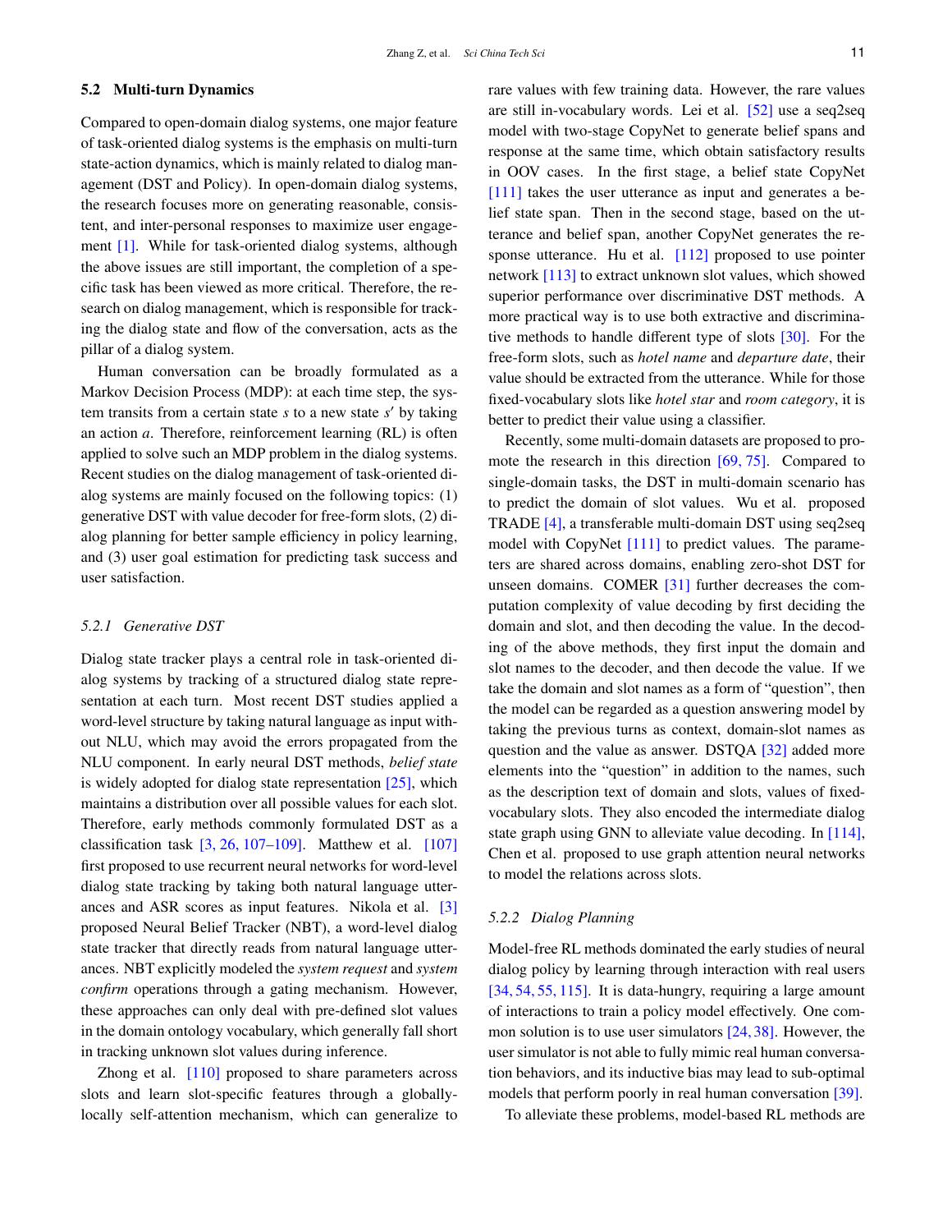### 5.2 Multi-turn Dynamics

Compared to open-domain dialog systems, one major feature of task-oriented dialog systems is the emphasis on multi-turn state-action dynamics, which is mainly related to dialog management (DST and Policy). In open-domain dialog systems, the research focuses more on generating reasonable, consistent, and inter-personal responses to maximize user engagement [1]. While for task-oriented dialog systems, although the above issues are still important, the completion of a specific task has been viewed as more critical. Therefore, the research on dialog management, which is responsible for tracking the dialog state and flow of the conversation, acts as the pillar of a dialog system.

Human conversation can be broadly formulated as a Markov Decision Process (MDP): at each time step, the system transits from a certain state $s$ to a new state $s'$ by taking an action $a$. Therefore, reinforcement learning (RL) is often applied to solve such an MDP problem in the dialog systems. Recent studies on the dialog management of task-oriented dialog systems are mainly focused on the following topics: (1) generative DST with value decoder for free-form slots, (2) dialog planning for better sample efficiency in policy learning, and (3) user goal estimation for predicting task success and user satisfaction.

#### 5.2.1 Generative DST

Dialog state tracker plays a central role in task-oriented dialog systems by tracking of a structured dialog state representation at each turn. Most recent DST studies applied a word-level structure by taking natural language as input without NLU, which may avoid the errors propagated from the NLU component. In early neural DST methods, *belief state* is widely adopted for dialog state representation [25], which maintains a distribution over all possible values for each slot. Therefore, early methods commonly formulated DST as a classification task [3, 26, 107–109]. Matthew et al. [107] first proposed to use recurrent neural networks for word-level dialog state tracking by taking both natural language utterances and ASR scores as input features. Nikola et al. [3] proposed Neural Belief Tracker (NBT), a word-level dialog state tracker that directly reads from natural language utterances. NBT explicitly modeled the *system request* and *system confirm* operations through a gating mechanism. However, these approaches can only deal with pre-defined slot values in the domain ontology vocabulary, which generally fall short in tracking unknown slot values during inference.

Zhong et al. [110] proposed to share parameters across slots and learn slot-specific features through a globally-locally self-attention mechanism, which can generalize to rare values with few training data. However, the rare values are still in-vocabulary words. Lei et al. [52] use a seq2seq model with two-stage CopyNet to generate belief spans and response at the same time, which obtain satisfactory results in OOV cases. In the first stage, a belief state CopyNet [111] takes the user utterance as input and generates a belief state span. Then in the second stage, based on the utterance and belief span, another CopyNet generates the response utterance. Hu et al. [112] proposed to use pointer network [113] to extract unknown slot values, which showed superior performance over discriminative DST methods. A more practical way is to use both extractive and discriminative methods to handle different type of slots [30]. For the free-form slots, such as *hotel name* and *departure date*, their value should be extracted from the utterance. While for those fixed-vocabulary slots like *hotel star* and *room category*, it is better to predict their value using a classifier.

Recently, some multi-domain datasets are proposed to promote the research in this direction [69, 75]. Compared to single-domain tasks, the DST in multi-domain scenario has to predict the domain of slot values. Wu et al. proposed TRADE [4], a transferable multi-domain DST using seq2seq model with CopyNet [111] to predict values. The parameters are shared across domains, enabling zero-shot DST for unseen domains. COMER [31] further decreases the computation complexity of value decoding by first deciding the domain and slot, and then decoding the value. In the decoding of the above methods, they first input the domain and slot names to the decoder, and then decode the value. If we take the domain and slot names as a form of "question", then the model can be regarded as a question answering model by taking the previous turns as context, domain-slot names as question and the value as answer. DSTQA [32] added more elements into the "question" in addition to the names, such as the description text of domain and slots, values of fixed-vocabulary slots. They also encoded the intermediate dialog state graph using GNN to alleviate value decoding. In [114], Chen et al. proposed to use graph attention neural networks to model the relations across slots.

#### 5.2.2 Dialog Planning

Model-free RL methods dominated the early studies of neural dialog policy by learning through interaction with real users [34, 54, 55, 115]. It is data-hungry, requiring a large amount of interactions to train a policy model effectively. One common solution is to use user simulators [24, 38]. However, the user simulator is not able to fully mimic real human conversation behaviors, and its inductive bias may lead to sub-optimal models that perform poorly in real human conversation [39].

To alleviate these problems, model-based RL methods are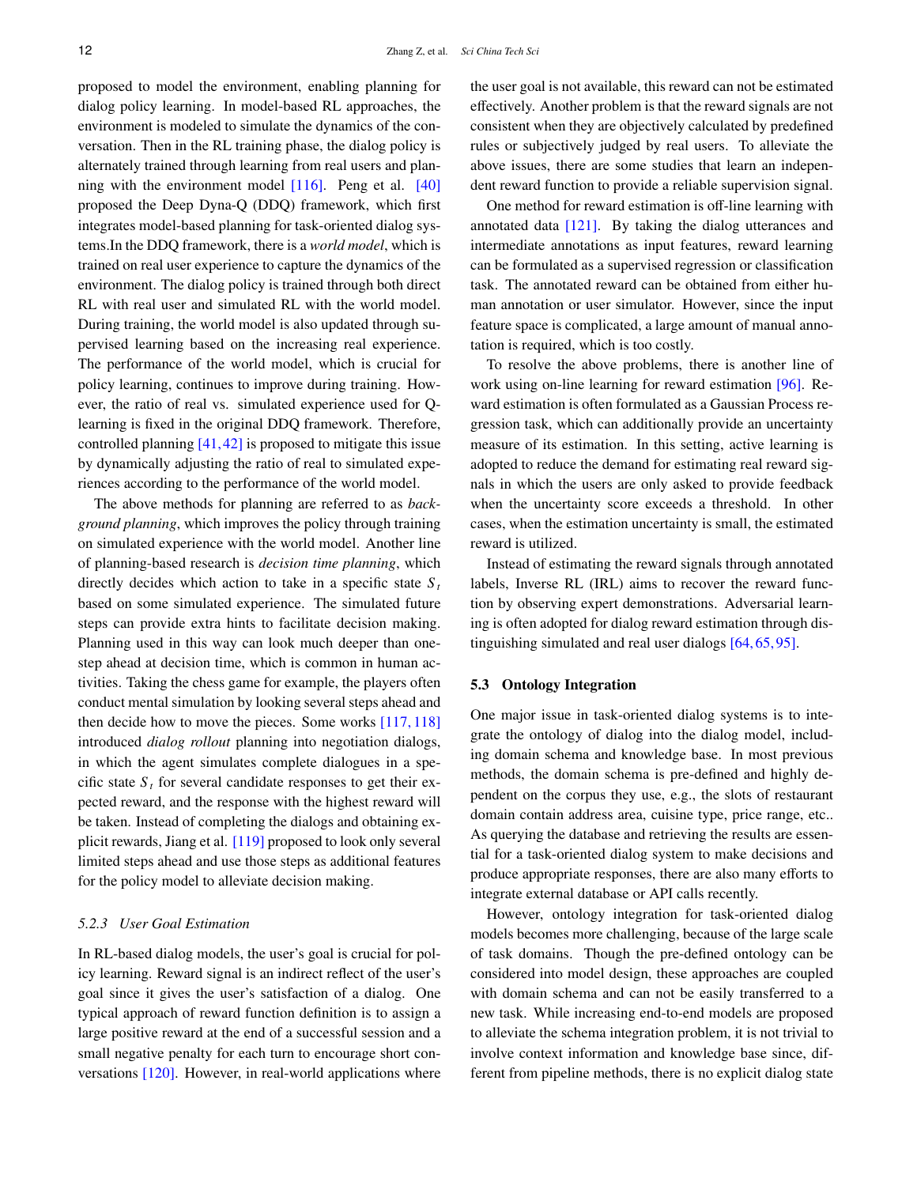proposed to model the environment, enabling planning for dialog policy learning. In model-based RL approaches, the environment is modeled to simulate the dynamics of the conversation. Then in the RL training phase, the dialog policy is alternately trained through learning from real users and planning with the environment model [116]. Peng et al. [40] proposed the Deep Dyna-Q (DDQ) framework, which first integrates model-based planning for task-oriented dialog systems.In the DDQ framework, there is a *world model*, which is trained on real user experience to capture the dynamics of the environment. The dialog policy is trained through both direct RL with real user and simulated RL with the world model. During training, the world model is also updated through supervised learning based on the increasing real experience. The performance of the world model, which is crucial for policy learning, continues to improve during training. However, the ratio of real vs. simulated experience used for Q-learning is fixed in the original DDQ framework. Therefore, controlled planning [41, 42] is proposed to mitigate this issue by dynamically adjusting the ratio of real to simulated experiences according to the performance of the world model.

The above methods for planning are referred to as *background planning*, which improves the policy through training on simulated experience with the world model. Another line of planning-based research is *decision time planning*, which directly decides which action to take in a specific state $S_t$ based on some simulated experience. The simulated future steps can provide extra hints to facilitate decision making. Planning used in this way can look much deeper than one-step ahead at decision time, which is common in human activities. Taking the chess game for example, the players often conduct mental simulation by looking several steps ahead and then decide how to move the pieces. Some works [117, 118] introduced *dialog rollout* planning into negotiation dialogs, in which the agent simulates complete dialogues in a specific state $S_t$ for several candidate responses to get their expected reward, and the response with the highest reward will be taken. Instead of completing the dialogs and obtaining explicit rewards, Jiang et al. [119] proposed to look only several limited steps ahead and use those steps as additional features for the policy model to alleviate decision making.

#### *5.2.3 User Goal Estimation*

In RL-based dialog models, the user's goal is crucial for policy learning. Reward signal is an indirect reflect of the user's goal since it gives the user's satisfaction of a dialog. One typical approach of reward function definition is to assign a large positive reward at the end of a successful session and a small negative penalty for each turn to encourage short conversations [120]. However, in real-world applications where the user goal is not available, this reward can not be estimated effectively. Another problem is that the reward signals are not consistent when they are objectively calculated by predefined rules or subjectively judged by real users. To alleviate the above issues, there are some studies that learn an independent reward function to provide a reliable supervision signal.

One method for reward estimation is off-line learning with annotated data [121]. By taking the dialog utterances and intermediate annotations as input features, reward learning can be formulated as a supervised regression or classification task. The annotated reward can be obtained from either human annotation or user simulator. However, since the input feature space is complicated, a large amount of manual annotation is required, which is too costly.

To resolve the above problems, there is another line of work using on-line learning for reward estimation [96]. Reward estimation is often formulated as a Gaussian Process regression task, which can additionally provide an uncertainty measure of its estimation. In this setting, active learning is adopted to reduce the demand for estimating real reward signals in which the users are only asked to provide feedback when the uncertainty score exceeds a threshold. In other cases, when the estimation uncertainty is small, the estimated reward is utilized.

Instead of estimating the reward signals through annotated labels, Inverse RL (IRL) aims to recover the reward function by observing expert demonstrations. Adversarial learning is often adopted for dialog reward estimation through distinguishing simulated and real user dialogs [64, 65, 95].

### 5.3 Ontology Integration

One major issue in task-oriented dialog systems is to integrate the ontology of dialog into the dialog model, including domain schema and knowledge base. In most previous methods, the domain schema is pre-defined and highly dependent on the corpus they use, e.g., the slots of restaurant domain contain address area, cuisine type, price range, etc.. As querying the database and retrieving the results are essential for a task-oriented dialog system to make decisions and produce appropriate responses, there are also many efforts to integrate external database or API calls recently.

However, ontology integration for task-oriented dialog models becomes more challenging, because of the large scale of task domains. Though the pre-defined ontology can be considered into model design, these approaches are coupled with domain schema and can not be easily transferred to a new task. While increasing end-to-end models are proposed to alleviate the schema integration problem, it is not trivial to involve context information and knowledge base since, different from pipeline methods, there is no explicit dialog state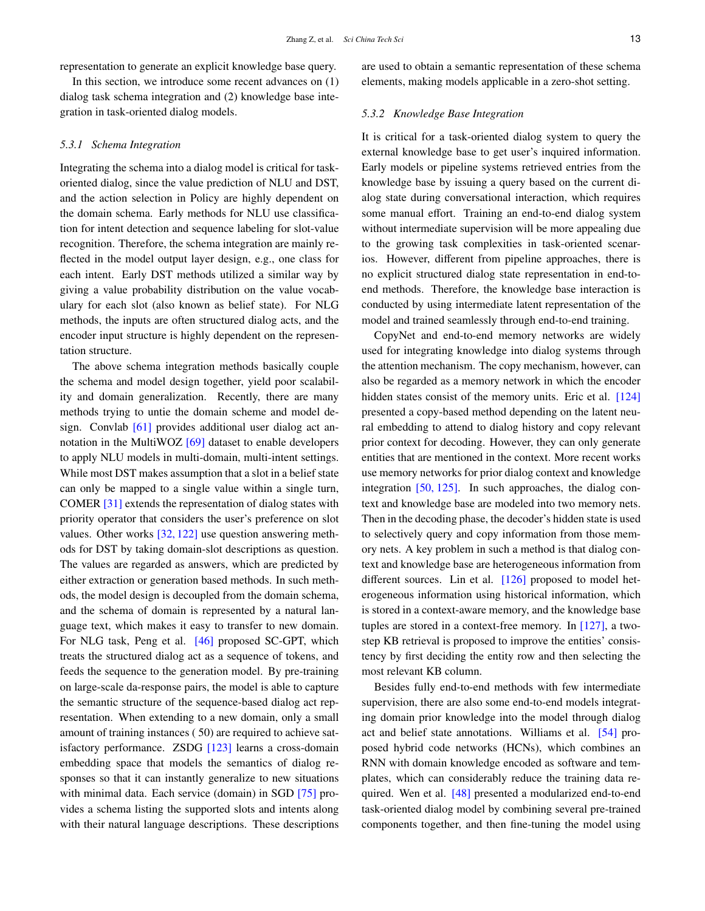representation to generate an explicit knowledge base query.

In this section, we introduce some recent advances on (1) dialog task schema integration and (2) knowledge base integration in task-oriented dialog models.

### 5.3.1 Schema Integration

Integrating the schema into a dialog model is critical for task-oriented dialog, since the value prediction of NLU and DST, and the action selection in Policy are highly dependent on the domain schema. Early methods for NLU use classification for intent detection and sequence labeling for slot-value recognition. Therefore, the schema integration are mainly reflected in the model output layer design, e.g., one class for each intent. Early DST methods utilized a similar way by giving a value probability distribution on the value vocabulary for each slot (also known as belief state). For NLG methods, the inputs are often structured dialog acts, and the encoder input structure is highly dependent on the representation structure.

The above schema integration methods basically couple the schema and model design together, yield poor scalability and domain generalization. Recently, there are many methods trying to untie the domain scheme and model design. Convlab [61] provides additional user dialog act annotation in the MultiWOZ [69] dataset to enable developers to apply NLU models in multi-domain, multi-intent settings. While most DST makes assumption that a slot in a belief state can only be mapped to a single value within a single turn, COMER [31] extends the representation of dialog states with priority operator that considers the user's preference on slot values. Other works [32, 122] use question answering methods for DST by taking domain-slot descriptions as question. The values are regarded as answers, which are predicted by either extraction or generation based methods. In such methods, the model design is decoupled from the domain schema, and the schema of domain is represented by a natural language text, which makes it easy to transfer to new domain. For NLG task, Peng et al. [46] proposed SC-GPT, which treats the structured dialog act as a sequence of tokens, and feeds the sequence to the generation model. By pre-training on large-scale da-response pairs, the model is able to capture the semantic structure of the sequence-based dialog act representation. When extending to a new domain, only a small amount of training instances ( 50) are required to achieve satisfactory performance. ZSDG [123] learns a cross-domain embedding space that models the semantics of dialog responses so that it can instantly generalize to new situations with minimal data. Each service (domain) in SGD [75] provides a schema listing the supported slots and intents along with their natural language descriptions. These descriptions are used to obtain a semantic representation of these schema elements, making models applicable in a zero-shot setting.

### 5.3.2 Knowledge Base Integration

It is critical for a task-oriented dialog system to query the external knowledge base to get user's inquired information. Early models or pipeline systems retrieved entries from the knowledge base by issuing a query based on the current dialog state during conversational interaction, which requires some manual effort. Training an end-to-end dialog system without intermediate supervision will be more appealing due to the growing task complexities in task-oriented scenarios. However, different from pipeline approaches, there is no explicit structured dialog state representation in end-to-end methods. Therefore, the knowledge base interaction is conducted by using intermediate latent representation of the model and trained seamlessly through end-to-end training.

CopyNet and end-to-end memory networks are widely used for integrating knowledge into dialog systems through the attention mechanism. The copy mechanism, however, can also be regarded as a memory network in which the encoder hidden states consist of the memory units. Eric et al. [124] presented a copy-based method depending on the latent neural embedding to attend to dialog history and copy relevant prior context for decoding. However, they can only generate entities that are mentioned in the context. More recent works use memory networks for prior dialog context and knowledge integration [50, 125]. In such approaches, the dialog context and knowledge base are modeled into two memory nets. Then in the decoding phase, the decoder's hidden state is used to selectively query and copy information from those memory nets. A key problem in such a method is that dialog context and knowledge base are heterogeneous information from different sources. Lin et al. [126] proposed to model heterogeneous information using historical information, which is stored in a context-aware memory, and the knowledge base tuples are stored in a context-free memory. In [127], a two-step KB retrieval is proposed to improve the entities' consistency by first deciding the entity row and then selecting the most relevant KB column.

Besides fully end-to-end methods with few intermediate supervision, there are also some end-to-end models integrating domain prior knowledge into the model through dialog act and belief state annotations. Williams et al. [54] proposed hybrid code networks (HCNs), which combines an RNN with domain knowledge encoded as software and templates, which can considerably reduce the training data required. Wen et al. [48] presented a modularized end-to-end task-oriented dialog model by combining several pre-trained components together, and then fine-tuning the model using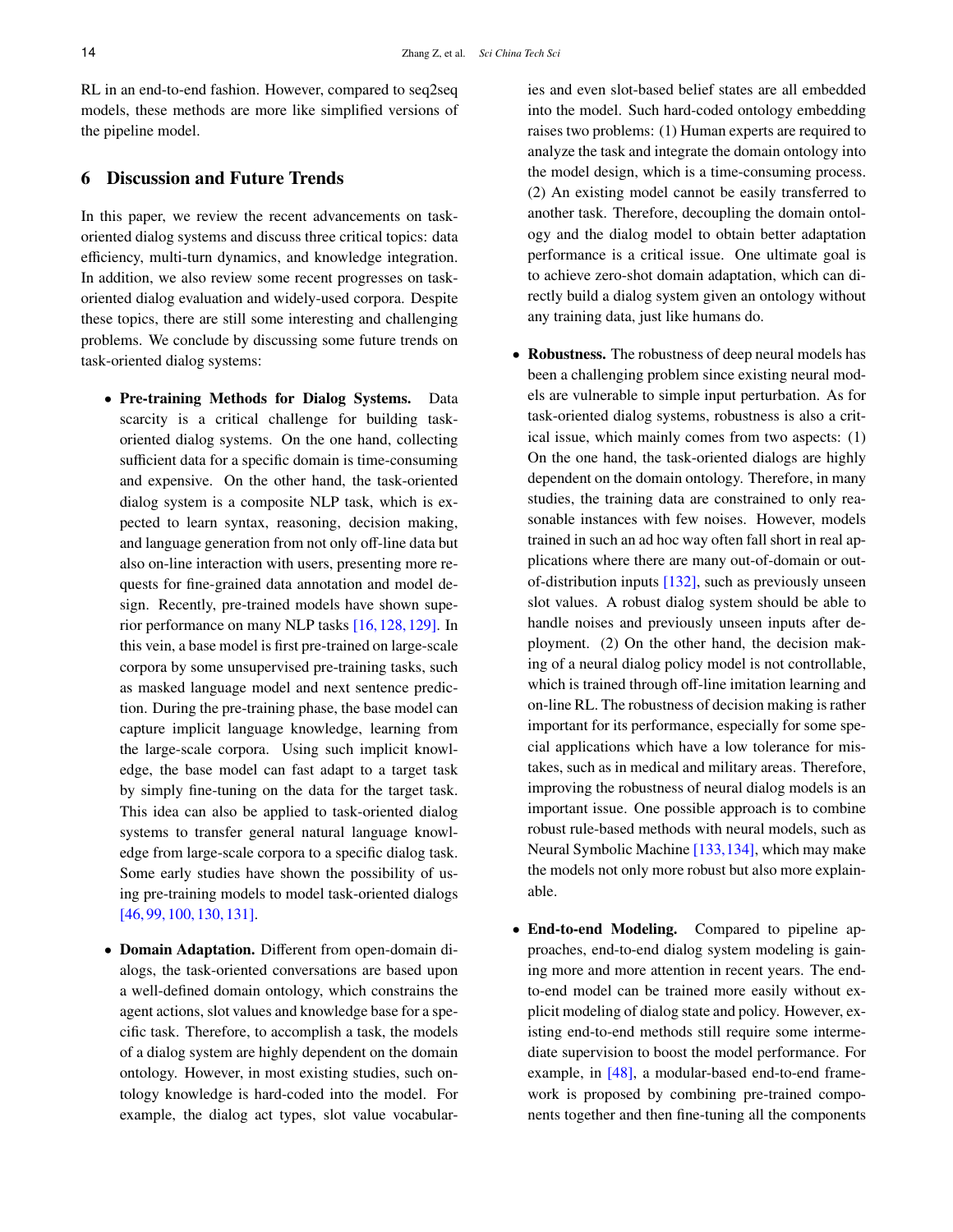RL in an end-to-end fashion. However, compared to seq2seq models, these methods are more like simplified versions of the pipeline model.

## 6 Discussion and Future Trends

In this paper, we review the recent advancements on task-oriented dialog systems and discuss three critical topics: data efficiency, multi-turn dynamics, and knowledge integration. In addition, we also review some recent progresses on task-oriented dialog evaluation and widely-used corpora. Despite these topics, there are still some interesting and challenging problems. We conclude by discussing some future trends on task-oriented dialog systems:

- **Pre-training Methods for Dialog Systems.** Data scarcity is a critical challenge for building task-oriented dialog systems. On the one hand, collecting sufficient data for a specific domain is time-consuming and expensive. On the other hand, the task-oriented dialog system is a composite NLP task, which is expected to learn syntax, reasoning, decision making, and language generation from not only off-line data but also on-line interaction with users, presenting more requests for fine-grained data annotation and model design. Recently, pre-trained models have shown superior performance on many NLP tasks [16, 128, 129]. In this vein, a base model is first pre-trained on large-scale corpora by some unsupervised pre-training tasks, such as masked language model and next sentence prediction. During the pre-training phase, the base model can capture implicit language knowledge, learning from the large-scale corpora. Using such implicit knowledge, the base model can fast adapt to a target task by simply fine-tuning on the data for the target task. This idea can also be applied to task-oriented dialog systems to transfer general natural language knowledge from large-scale corpora to a specific dialog task. Some early studies have shown the possibility of using pre-training models to model task-oriented dialogs [46, 99, 100, 130, 131].

- **Domain Adaptation.** Different from open-domain dialogs, the task-oriented conversations are based upon a well-defined domain ontology, which constrains the agent actions, slot values and knowledge base for a specific task. Therefore, to accomplish a task, the models of a dialog system are highly dependent on the domain ontology. However, in most existing studies, such ontology knowledge is hard-coded into the model. For example, the dialog act types, slot value vocabularies and even slot-based belief states are all embedded into the model. Such hard-coded ontology embedding raises two problems: (1) Human experts are required to analyze the task and integrate the domain ontology into the model design, which is a time-consuming process. (2) An existing model cannot be easily transferred to another task. Therefore, decoupling the domain ontology and the dialog model to obtain better adaptation performance is a critical issue. One ultimate goal is to achieve zero-shot domain adaptation, which can directly build a dialog system given an ontology without any training data, just like humans do.

- **Robustness.** The robustness of deep neural models has been a challenging problem since existing neural models are vulnerable to simple input perturbation. As for task-oriented dialog systems, robustness is also a critical issue, which mainly comes from two aspects: (1) On the one hand, the task-oriented dialogs are highly dependent on the domain ontology. Therefore, in many studies, the training data are constrained to only reasonable instances with few noises. However, models trained in such an ad hoc way often fall short in real applications where there are many out-of-domain or out-of-distribution inputs [132], such as previously unseen slot values. A robust dialog system should be able to handle noises and previously unseen inputs after deployment. (2) On the other hand, the decision making of a neural dialog policy model is not controllable, which is trained through off-line imitation learning and on-line RL. The robustness of decision making is rather important for its performance, especially for some special applications which have a low tolerance for mistakes, such as in medical and military areas. Therefore, improving the robustness of neural dialog models is an important issue. One possible approach is to combine robust rule-based methods with neural models, such as Neural Symbolic Machine [133,134], which may make the models not only more robust but also more explainable.

- **End-to-end Modeling.** Compared to pipeline approaches, end-to-end dialog system modeling is gaining more and more attention in recent years. The end-to-end model can be trained more easily without explicit modeling of dialog state and policy. However, existing end-to-end methods still require some intermediate supervision to boost the model performance. For example, in [48], a modular-based end-to-end framework is proposed by combining pre-trained components together and then fine-tuning all the components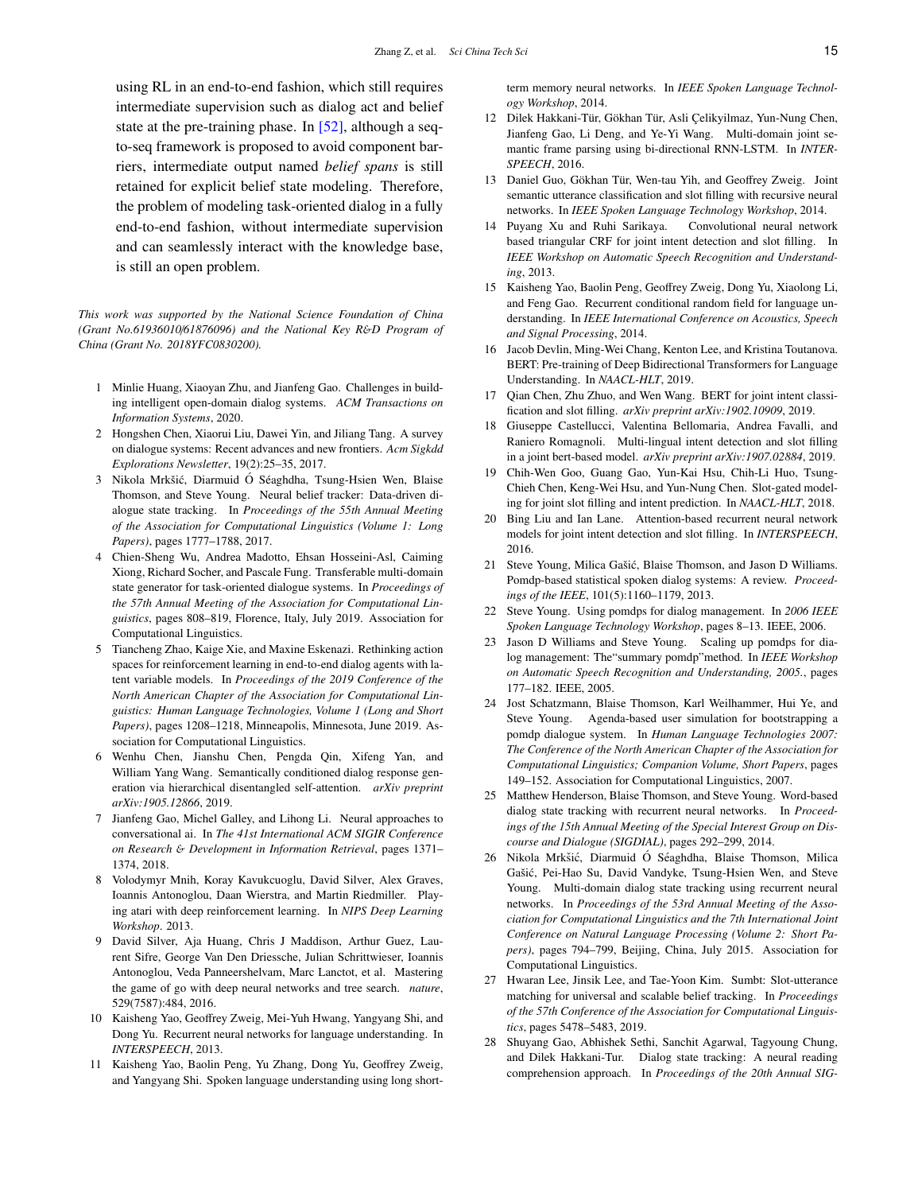using RL in an end-to-end fashion, which still requires intermediate supervision such as dialog act and belief state at the pre-training phase. In [52], although a seq-to-seq framework is proposed to avoid component barriers, intermediate output named *belief spans* is still retained for explicit belief state modeling. Therefore, the problem of modeling task-oriented dialog in a fully end-to-end fashion, without intermediate supervision and can seamlessly interact with the knowledge base, is still an open problem.

*This work was supported by the National Science Foundation of China (Grant No.61936010/61876096) and the National Key R&D Program of China (Grant No. 2018YFC0830200).*

1 Minlie Huang, Xiaoyan Zhu, and Jianfeng Gao. Challenges in building intelligent open-domain dialog systems. *ACM Transactions on Information Systems*, 2020.
2 Hongshen Chen, Xiaorui Liu, Dawei Yin, and Jiliang Tang. A survey on dialogue systems: Recent advances and new frontiers. *Acm Sigkdd Explorations Newsletter*, 19(2):25–35, 2017.
3 Nikola Mrkšić, Diarmuid Ó Séaghdha, Tsung-Hsien Wen, Blaise Thomson, and Steve Young. Neural belief tracker: Data-driven dialogue state tracking. In *Proceedings of the 55th Annual Meeting of the Association for Computational Linguistics (Volume 1: Long Papers)*, pages 1777–1788, 2017.
4 Chien-Sheng Wu, Andrea Madotto, Ehsan Hosseini-Asl, Caiming Xiong, Richard Socher, and Pascale Fung. Transferable multi-domain state generator for task-oriented dialogue systems. In *Proceedings of the 57th Annual Meeting of the Association for Computational Linguistics*, pages 808–819, Florence, Italy, July 2019. Association for Computational Linguistics.
5 Tiancheng Zhao, Kaige Xie, and Maxine Eskenazi. Rethinking action spaces for reinforcement learning in end-to-end dialog agents with latent variable models. In *Proceedings of the 2019 Conference of the North American Chapter of the Association for Computational Linguistics: Human Language Technologies, Volume 1 (Long and Short Papers)*, pages 1208–1218, Minneapolis, Minnesota, June 2019. Association for Computational Linguistics.
6 Wenhu Chen, Jianshu Chen, Pengda Qin, Xifeng Yan, and William Yang Wang. Semantically conditioned dialog response generation via hierarchical disentangled self-attention. *arXiv preprint arXiv:1905.12866*, 2019.
7 Jianfeng Gao, Michel Galley, and Lihong Li. Neural approaches to conversational ai. In *The 41st International ACM SIGIR Conference on Research & Development in Information Retrieval*, pages 1371–1374, 2018.
8 Volodymyr Mnih, Koray Kavukcuoglu, David Silver, Alex Graves, Ioannis Antonoglou, Daan Wierstra, and Martin Riedmiller. Playing atari with deep reinforcement learning. In *NIPS Deep Learning Workshop*. 2013.
9 David Silver, Aja Huang, Chris J Maddison, Arthur Guez, Laurent Sifre, George Van Den Driessche, Julian Schrittwieser, Ioannis Antonoglou, Veda Panneershelvam, Marc Lanctot, et al. Mastering the game of go with deep neural networks and tree search. *nature*, 529(7587):484, 2016.
10 Kaisheng Yao, Geoffrey Zweig, Mei-Yuh Hwang, Yangyang Shi, and Dong Yu. Recurrent neural networks for language understanding. In *INTERSPEECH*, 2013.
11 Kaisheng Yao, Baolin Peng, Yu Zhang, Dong Yu, Geoffrey Zweig, and Yangyang Shi. Spoken language understanding using long short-term memory neural networks. In *IEEE Spoken Language Technology Workshop*, 2014.
12 Dilek Hakkani-Tür, Gökhan Tür, Asli Çelikyilmaz, Yun-Nung Chen, Jianfeng Gao, Li Deng, and Ye-Yi Wang. Multi-domain joint semantic frame parsing using bi-directional RNN-LSTM. In *INTERSPEECH*, 2016.
13 Daniel Guo, Gökhan Tür, Wen-tau Yih, and Geoffrey Zweig. Joint semantic utterance classification and slot filling with recursive neural networks. In *IEEE Spoken Language Technology Workshop*, 2014.
14 Puyang Xu and Ruhi Sarikaya. Convolutional neural network based triangular CRF for joint intent detection and slot filling. In *IEEE Workshop on Automatic Speech Recognition and Understanding*, 2013.
15 Kaisheng Yao, Baolin Peng, Geoffrey Zweig, Dong Yu, Xiaolong Li, and Feng Gao. Recurrent conditional random field for language understanding. In *IEEE International Conference on Acoustics, Speech and Signal Processing*, 2014.
16 Jacob Devlin, Ming-Wei Chang, Kenton Lee, and Kristina Toutanova. BERT: Pre-training of Deep Bidirectional Transformers for Language Understanding. In *NAACL-HLT*, 2019.
17 Qian Chen, Zhu Zhuo, and Wen Wang. BERT for joint intent classification and slot filling. *arXiv preprint arXiv:1902.10909*, 2019.
18 Giuseppe Castellucci, Valentina Bellomaria, Andrea Favalli, and Raniero Romagnoli. Multi-lingual intent detection and slot filling in a joint bert-based model. *arXiv preprint arXiv:1907.02884*, 2019.
19 Chih-Wen Goo, Guang Gao, Yun-Kai Hsu, Chih-Li Huo, Tsung-Chieh Chen, Keng-Wei Hsu, and Yun-Nung Chen. Slot-gated modeling for joint slot filling and intent prediction. In *NAACL-HLT*, 2018.
20 Bing Liu and Ian Lane. Attention-based recurrent neural network models for joint intent detection and slot filling. In *INTERSPEECH*, 2016.
21 Steve Young, Milica Gašić, Blaise Thomson, and Jason D Williams. Pomdp-based statistical spoken dialog systems: A review. *Proceedings of the IEEE*, 101(5):1160–1179, 2013.
22 Steve Young. Using pomdps for dialog management. In *2006 IEEE Spoken Language Technology Workshop*, pages 8–13. IEEE, 2006.
23 Jason D Williams and Steve Young. Scaling up pomdps for dialog management: The"summary pomdp"method. In *IEEE Workshop on Automatic Speech Recognition and Understanding, 2005.*, pages 177–182. IEEE, 2005.
24 Jost Schatzmann, Blaise Thomson, Karl Weilhammer, Hui Ye, and Steve Young. Agenda-based user simulation for bootstrapping a pomdp dialogue system. In *Human Language Technologies 2007: The Conference of the North American Chapter of the Association for Computational Linguistics; Companion Volume, Short Papers*, pages 149–152. Association for Computational Linguistics, 2007.
25 Matthew Henderson, Blaise Thomson, and Steve Young. Word-based dialog state tracking with recurrent neural networks. In *Proceedings of the 15th Annual Meeting of the Special Interest Group on Discourse and Dialogue (SIGDIAL)*, pages 292–299, 2014.
26 Nikola Mrkšić, Diarmuid Ó Séaghdha, Blaise Thomson, Milica Gašić, Pei-Hao Su, David Vandyke, Tsung-Hsien Wen, and Steve Young. Multi-domain dialog state tracking using recurrent neural networks. In *Proceedings of the 53rd Annual Meeting of the Association for Computational Linguistics and the 7th International Joint Conference on Natural Language Processing (Volume 2: Short Papers)*, pages 794–799, Beijing, China, July 2015. Association for Computational Linguistics.
27 Hwaran Lee, Jinsik Lee, and Tae-Yoon Kim. Sumbt: Slot-utterance matching for universal and scalable belief tracking. In *Proceedings of the 57th Conference of the Association for Computational Linguistics*, pages 5478–5483, 2019.
28 Shuyang Gao, Abhishek Sethi, Sanchit Agarwal, Tagyoung Chung, and Dilek Hakkani-Tur. Dialog state tracking: A neural reading comprehension approach. In *Proceedings of the 20th Annual SIG-*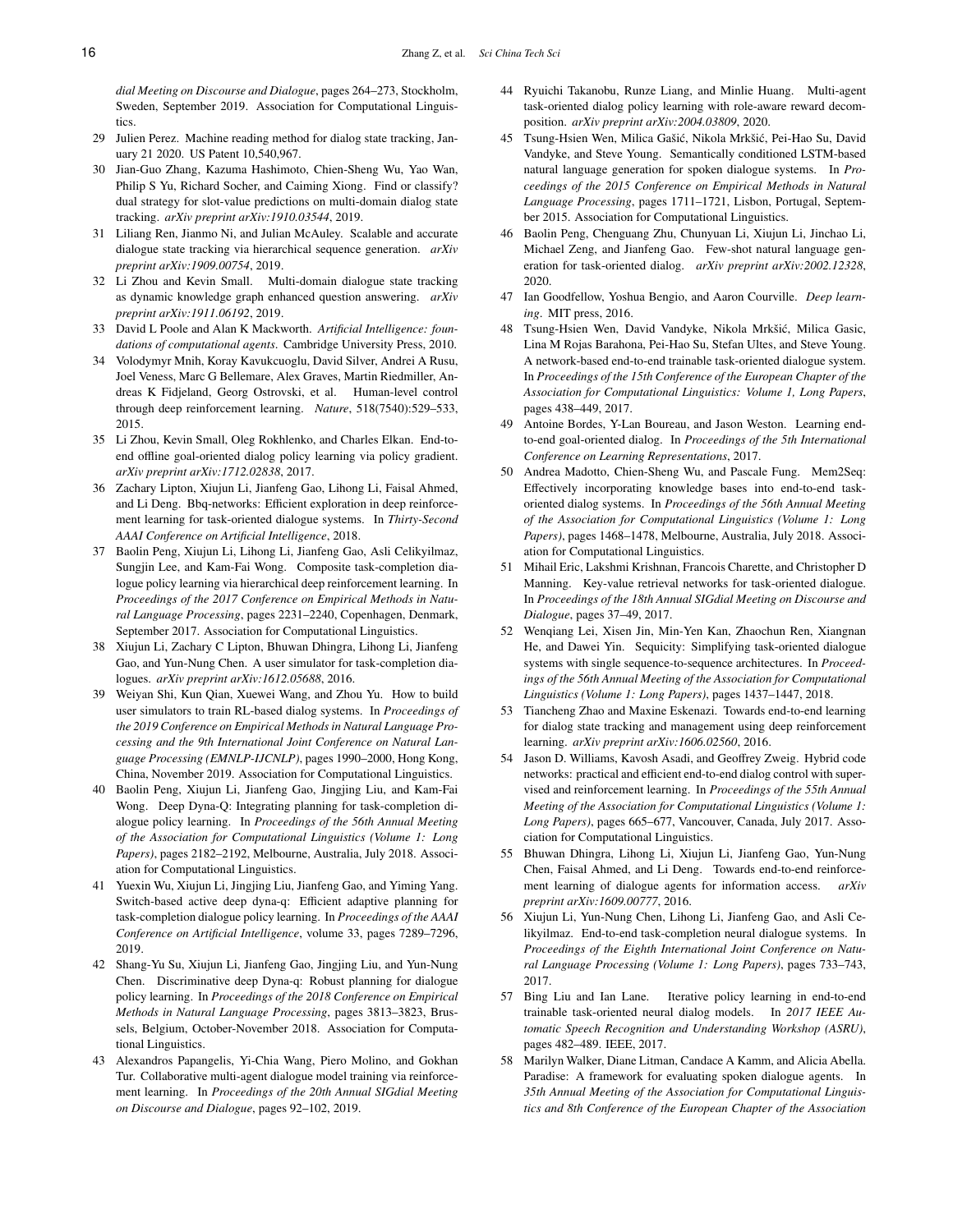*dial Meeting on Discourse and Dialogue*, pages 264–273, Stockholm, Sweden, September 2019. Association for Computational Linguistics.

29 Julien Perez. Machine reading method for dialog state tracking, January 21 2020. US Patent 10,540,967.

30 Jian-Guo Zhang, Kazuma Hashimoto, Chien-Sheng Wu, Yao Wan, Philip S Yu, Richard Socher, and Caiming Xiong. Find or classify? dual strategy for slot-value predictions on multi-domain dialog state tracking. *arXiv preprint arXiv:1910.03544*, 2019.

31 Liliang Ren, Jianmo Ni, and Julian McAuley. Scalable and accurate dialogue state tracking via hierarchical sequence generation. *arXiv preprint arXiv:1909.00754*, 2019.

32 Li Zhou and Kevin Small. Multi-domain dialogue state tracking as dynamic knowledge graph enhanced question answering. *arXiv preprint arXiv:1911.06192*, 2019.

33 David L Poole and Alan K Mackworth. *Artificial Intelligence: foundations of computational agents*. Cambridge University Press, 2010.

34 Volodymyr Mnih, Koray Kavukcuoglu, David Silver, Andrei A Rusu, Joel Veness, Marc G Bellemare, Alex Graves, Martin Riedmiller, Andreas K Fidjeland, Georg Ostrovski, et al. Human-level control through deep reinforcement learning. *Nature*, 518(7540):529–533, 2015.

35 Li Zhou, Kevin Small, Oleg Rokhlenko, and Charles Elkan. End-to-end offline goal-oriented dialog policy learning via policy gradient. *arXiv preprint arXiv:1712.02838*, 2017.

36 Zachary Lipton, Xiujun Li, Jianfeng Gao, Lihong Li, Faisal Ahmed, and Li Deng. Bbq-networks: Efficient exploration in deep reinforcement learning for task-oriented dialogue systems. In *Thirty-Second AAAI Conference on Artificial Intelligence*, 2018.

37 Baolin Peng, Xiujun Li, Lihong Li, Jianfeng Gao, Asli Celikyilmaz, Sungjin Lee, and Kam-Fai Wong. Composite task-completion dialogue policy learning via hierarchical deep reinforcement learning. In *Proceedings of the 2017 Conference on Empirical Methods in Natural Language Processing*, pages 2231–2240, Copenhagen, Denmark, September 2017. Association for Computational Linguistics.

38 Xiujun Li, Zachary C Lipton, Bhuwan Dhingra, Lihong Li, Jianfeng Gao, and Yun-Nung Chen. A user simulator for task-completion dialogues. *arXiv preprint arXiv:1612.05688*, 2016.

39 Weiyan Shi, Kun Qian, Xuewei Wang, and Zhou Yu. How to build user simulators to train RL-based dialog systems. In *Proceedings of the 2019 Conference on Empirical Methods in Natural Language Processing and the 9th International Joint Conference on Natural Language Processing (EMNLP-IJCNLP)*, pages 1990–2000, Hong Kong, China, November 2019. Association for Computational Linguistics.

40 Baolin Peng, Xiujun Li, Jianfeng Gao, Jingjing Liu, and Kam-Fai Wong. Deep Dyna-Q: Integrating planning for task-completion dialogue policy learning. In *Proceedings of the 56th Annual Meeting of the Association for Computational Linguistics (Volume 1: Long Papers)*, pages 2182–2192, Melbourne, Australia, July 2018. Association for Computational Linguistics.

41 Yuexin Wu, Xiujun Li, Jingjing Liu, Jianfeng Gao, and Yiming Yang. Switch-based active deep dyna-q: Efficient adaptive planning for task-completion dialogue policy learning. In *Proceedings of the AAAI Conference on Artificial Intelligence*, volume 33, pages 7289–7296, 2019.

42 Shang-Yu Su, Xiujun Li, Jianfeng Gao, Jingjing Liu, and Yun-Nung Chen. Discriminative deep Dyna-q: Robust planning for dialogue policy learning. In *Proceedings of the 2018 Conference on Empirical Methods in Natural Language Processing*, pages 3813–3823, Brussels, Belgium, October-November 2018. Association for Computational Linguistics.

43 Alexandros Papangelis, Yi-Chia Wang, Piero Molino, and Gokhan Tur. Collaborative multi-agent dialogue model training via reinforcement learning. In *Proceedings of the 20th Annual SIGdial Meeting on Discourse and Dialogue*, pages 92–102, 2019.

44 Ryuichi Takanobu, Runze Liang, and Minlie Huang. Multi-agent task-oriented dialog policy learning with role-aware reward decomposition. *arXiv preprint arXiv:2004.03809*, 2020.

45 Tsung-Hsien Wen, Milica Gašić, Nikola Mrkšić, Pei-Hao Su, David Vandyke, and Steve Young. Semantically conditioned LSTM-based natural language generation for spoken dialogue systems. In *Proceedings of the 2015 Conference on Empirical Methods in Natural Language Processing*, pages 1711–1721, Lisbon, Portugal, September 2015. Association for Computational Linguistics.

46 Baolin Peng, Chenguang Zhu, Chunyuan Li, Xiujun Li, Jinchao Li, Michael Zeng, and Jianfeng Gao. Few-shot natural language generation for task-oriented dialog. *arXiv preprint arXiv:2002.12328*, 2020.

47 Ian Goodfellow, Yoshua Bengio, and Aaron Courville. *Deep learning*. MIT press, 2016.

48 Tsung-Hsien Wen, David Vandyke, Nikola Mrkšić, Milica Gasic, Lina M Rojas Barahona, Pei-Hao Su, Stefan Ultes, and Steve Young. A network-based end-to-end trainable task-oriented dialogue system. In *Proceedings of the 15th Conference of the European Chapter of the Association for Computational Linguistics: Volume 1, Long Papers*, pages 438–449, 2017.

49 Antoine Bordes, Y-Lan Boureau, and Jason Weston. Learning end-to-end goal-oriented dialog. In *Proceedings of the 5th International Conference on Learning Representations*, 2017.

50 Andrea Madotto, Chien-Sheng Wu, and Pascale Fung. Mem2Seq: Effectively incorporating knowledge bases into end-to-end task-oriented dialog systems. In *Proceedings of the 56th Annual Meeting of the Association for Computational Linguistics (Volume 1: Long Papers)*, pages 1468–1478, Melbourne, Australia, July 2018. Association for Computational Linguistics.

51 Mihail Eric, Lakshmi Krishnan, Francois Charette, and Christopher D Manning. Key-value retrieval networks for task-oriented dialogue. In *Proceedings of the 18th Annual SIGdial Meeting on Discourse and Dialogue*, pages 37–49, 2017.

52 Wenqiang Lei, Xisen Jin, Min-Yen Kan, Zhaochun Ren, Xiangnan He, and Dawei Yin. Sequicity: Simplifying task-oriented dialogue systems with single sequence-to-sequence architectures. In *Proceedings of the 56th Annual Meeting of the Association for Computational Linguistics (Volume 1: Long Papers)*, pages 1437–1447, 2018.

53 Tiancheng Zhao and Maxine Eskenazi. Towards end-to-end learning for dialog state tracking and management using deep reinforcement learning. *arXiv preprint arXiv:1606.02560*, 2016.

54 Jason D. Williams, Kavosh Asadi, and Geoffrey Zweig. Hybrid code networks: practical and efficient end-to-end dialog control with supervised and reinforcement learning. In *Proceedings of the 55th Annual Meeting of the Association for Computational Linguistics (Volume 1: Long Papers)*, pages 665–677, Vancouver, Canada, July 2017. Association for Computational Linguistics.

55 Bhuwan Dhingra, Lihong Li, Xiujun Li, Jianfeng Gao, Yun-Nung Chen, Faisal Ahmed, and Li Deng. Towards end-to-end reinforcement learning of dialogue agents for information access. *arXiv preprint arXiv:1609.00777*, 2016.

56 Xiujun Li, Yun-Nung Chen, Lihong Li, Jianfeng Gao, and Asli Celikyilmaz. End-to-end task-completion neural dialogue systems. In *Proceedings of the Eighth International Joint Conference on Natural Language Processing (Volume 1: Long Papers)*, pages 733–743, 2017.

57 Bing Liu and Ian Lane. Iterative policy learning in end-to-end trainable task-oriented neural dialog models. In *2017 IEEE Automatic Speech Recognition and Understanding Workshop (ASRU)*, pages 482–489. IEEE, 2017.

58 Marilyn Walker, Diane Litman, Candace A Kamm, and Alicia Abella. Paradise: A framework for evaluating spoken dialogue agents. In *35th Annual Meeting of the Association for Computational Linguistics and 8th Conference of the European Chapter of the Association*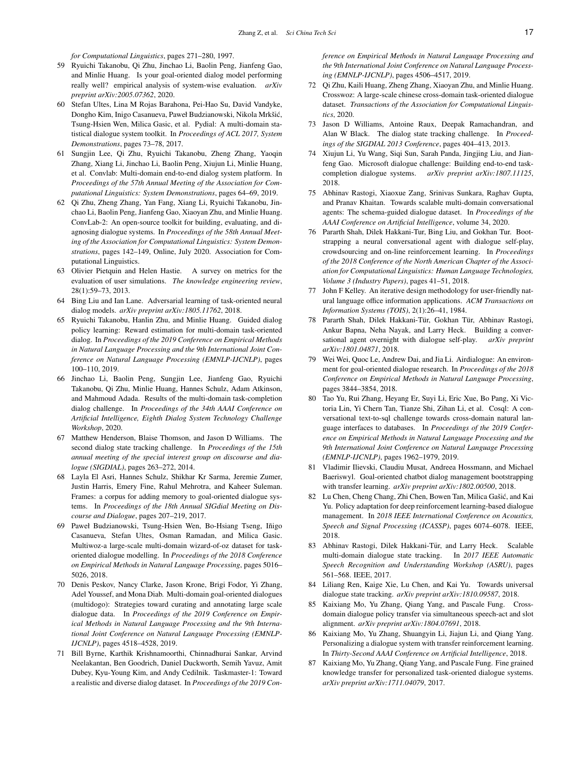*for Computational Linguistics*, pages 271–280, 1997.

59 Ryuichi Takanobu, Qi Zhu, Jinchao Li, Baolin Peng, Jianfeng Gao, and Minlie Huang. Is your goal-oriented dialog model performing really well? empirical analysis of system-wise evaluation. *arXiv preprint arXiv:2005.07362*, 2020.

60 Stefan Ultes, Lina M Rojas Barahona, Pei-Hao Su, David Vandyke, Dongho Kim, Inigo Casanueva, Paweł Budzianowski, Nikola Mrkšić, Tsung-Hsien Wen, Milica Gasic, et al. Pydial: A multi-domain statistical dialogue system toolkit. In *Proceedings of ACL 2017, System Demonstrations*, pages 73–78, 2017.

61 Sungjin Lee, Qi Zhu, Ryuichi Takanobu, Zheng Zhang, Yaoqin Zhang, Xiang Li, Jinchao Li, Baolin Peng, Xiujun Li, Minlie Huang, et al. Convlab: Multi-domain end-to-end dialog system platform. In *Proceedings of the 57th Annual Meeting of the Association for Computational Linguistics: System Demonstrations*, pages 64–69, 2019.

62 Qi Zhu, Zheng Zhang, Yan Fang, Xiang Li, Ryuichi Takanobu, Jinchao Li, Baolin Peng, Jianfeng Gao, Xiaoyan Zhu, and Minlie Huang. ConvLab-2: An open-source toolkit for building, evaluating, and diagnosing dialogue systems. In *Proceedings of the 58th Annual Meeting of the Association for Computational Linguistics: System Demonstrations*, pages 142–149, Online, July 2020. Association for Computational Linguistics.

63 Olivier Pietquin and Helen Hastie. A survey on metrics for the evaluation of user simulations. *The knowledge engineering review*, 28(1):59–73, 2013.

64 Bing Liu and Ian Lane. Adversarial learning of task-oriented neural dialog models. *arXiv preprint arXiv:1805.11762*, 2018.

65 Ryuichi Takanobu, Hanlin Zhu, and Minlie Huang. Guided dialog policy learning: Reward estimation for multi-domain task-oriented dialog. In *Proceedings of the 2019 Conference on Empirical Methods in Natural Language Processing and the 9th International Joint Conference on Natural Language Processing (EMNLP-IJCNLP)*, pages 100–110, 2019.

66 Jinchao Li, Baolin Peng, Sungjin Lee, Jianfeng Gao, Ryuichi Takanobu, Qi Zhu, Minlie Huang, Hannes Schulz, Adam Atkinson, and Mahmoud Adada. Results of the multi-domain task-completion dialog challenge. In *Proceedings of the 34th AAAI Conference on Artificial Intelligence, Eighth Dialog System Technology Challenge Workshop*, 2020.

67 Matthew Henderson, Blaise Thomson, and Jason D Williams. The second dialog state tracking challenge. In *Proceedings of the 15th annual meeting of the special interest group on discourse and dialogue (SIGDIAL)*, pages 263–272, 2014.

68 Layla El Asri, Hannes Schulz, Shikhar Kr Sarma, Jeremie Zumer, Justin Harris, Emery Fine, Rahul Mehrotra, and Kaheer Suleman. Frames: a corpus for adding memory to goal-oriented dialogue systems. In *Proceedings of the 18th Annual SIGdial Meeting on Discourse and Dialogue*, pages 207–219, 2017.

69 Paweł Budzianowski, Tsung-Hsien Wen, Bo-Hsiang Tseng, Iñigo Casanueva, Stefan Ultes, Osman Ramadan, and Milica Gasic. Multiwoz-a large-scale multi-domain wizard-of-oz dataset for task-oriented dialogue modelling. In *Proceedings of the 2018 Conference on Empirical Methods in Natural Language Processing*, pages 5016–5026, 2018.

70 Denis Peskov, Nancy Clarke, Jason Krone, Brigi Fodor, Yi Zhang, Adel Youssef, and Mona Diab. Multi-domain goal-oriented dialogues (multidogo): Strategies toward curating and annotating large scale dialogue data. In *Proceedings of the 2019 Conference on Empirical Methods in Natural Language Processing and the 9th International Joint Conference on Natural Language Processing (EMNLP-IJCNLP)*, pages 4518–4528, 2019.

71 Bill Byrne, Karthik Krishnamoorthi, Chinnadhurai Sankar, Arvind Neelakantan, Ben Goodrich, Daniel Duckworth, Semih Yavuz, Amit Dubey, Kyu-Young Kim, and Andy Cedilnik. Taskmaster-1: Toward a realistic and diverse dialog dataset. In *Proceedings of the 2019 Conference on Empirical Methods in Natural Language Processing and the 9th International Joint Conference on Natural Language Processing (EMNLP-IJCNLP)*, pages 4506–4517, 2019.

72 Qi Zhu, Kaili Huang, Zheng Zhang, Xiaoyan Zhu, and Minlie Huang. Crosswoz: A large-scale chinese cross-domain task-oriented dialogue dataset. *Transactions of the Association for Computational Linguistics*, 2020.

73 Jason D Williams, Antoine Raux, Deepak Ramachandran, and Alan W Black. The dialog state tracking challenge. In *Proceedings of the SIGDIAL 2013 Conference*, pages 404–413, 2013.

74 Xiujun Li, Yu Wang, Siqi Sun, Sarah Panda, Jingjing Liu, and Jianfeng Gao. Microsoft dialogue challenge: Building end-to-end task-completion dialogue systems. *arXiv preprint arXiv:1807.11125*, 2018.

75 Abhinav Rastogi, Xiaoxue Zang, Srinivas Sunkara, Raghav Gupta, and Pranav Khaitan. Towards scalable multi-domain conversational agents: The schema-guided dialogue dataset. In *Proceedings of the AAAI Conference on Artificial Intelligence*, volume 34, 2020.

76 Pararth Shah, Dilek Hakkani-Tur, Bing Liu, and Gokhan Tur. Bootstrapping a neural conversational agent with dialogue self-play, crowdsourcing and on-line reinforcement learning. In *Proceedings of the 2018 Conference of the North American Chapter of the Association for Computational Linguistics: Human Language Technologies, Volume 3 (Industry Papers)*, pages 41–51, 2018.

77 John F Kelley. An iterative design methodology for user-friendly natural language office information applications. *ACM Transactions on Information Systems (TOIS)*, 2(1):26–41, 1984.

78 Pararth Shah, Dilek Hakkani-Tür, Gokhan Tür, Abhinav Rastogi, Ankur Bapna, Neha Nayak, and Larry Heck. Building a conversational agent overnight with dialogue self-play. *arXiv preprint arXiv:1801.04871*, 2018.

79 Wei Wei, Quoc Le, Andrew Dai, and Jia Li. Airdialogue: An environment for goal-oriented dialogue research. In *Proceedings of the 2018 Conference on Empirical Methods in Natural Language Processing*, pages 3844–3854, 2018.

80 Tao Yu, Rui Zhang, Heyang Er, Suyi Li, Eric Xue, Bo Pang, Xi Victoria Lin, Yi Chern Tan, Tianze Shi, Zihan Li, et al. Cosql: A conversational text-to-sql challenge towards cross-domain natural language interfaces to databases. In *Proceedings of the 2019 Conference on Empirical Methods in Natural Language Processing and the 9th International Joint Conference on Natural Language Processing (EMNLP-IJCNLP)*, pages 1962–1979, 2019.

81 Vladimir Ilievski, Claudiu Musat, Andreea Hossmann, and Michael Baeriswyl. Goal-oriented chatbot dialog management bootstrapping with transfer learning. *arXiv preprint arXiv:1802.00500*, 2018.

82 Lu Chen, Cheng Chang, Zhi Chen, Bowen Tan, Milica Gašić, and Kai Yu. Policy adaptation for deep reinforcement learning-based dialogue management. In *2018 IEEE International Conference on Acoustics, Speech and Signal Processing (ICASSP)*, pages 6074–6078. IEEE, 2018.

83 Abhinav Rastogi, Dilek Hakkani-Tür, and Larry Heck. Scalable multi-domain dialogue state tracking. In *2017 IEEE Automatic Speech Recognition and Understanding Workshop (ASRU)*, pages 561–568. IEEE, 2017.

84 Liliang Ren, Kaige Xie, Lu Chen, and Kai Yu. Towards universal dialogue state tracking. *arXiv preprint arXiv:1810.09587*, 2018.

85 Kaixiang Mo, Yu Zhang, Qiang Yang, and Pascale Fung. Cross-domain dialogue policy transfer via simultaneous speech-act and slot alignment. *arXiv preprint arXiv:1804.07691*, 2018.

86 Kaixiang Mo, Yu Zhang, Shuangyin Li, Jiajun Li, and Qiang Yang. Personalizing a dialogue system with transfer reinforcement learning. In *Thirty-Second AAAI Conference on Artificial Intelligence*, 2018.

87 Kaixiang Mo, Yu Zhang, Qiang Yang, and Pascale Fung. Fine grained knowledge transfer for personalized task-oriented dialogue systems. *arXiv preprint arXiv:1711.04079*, 2017.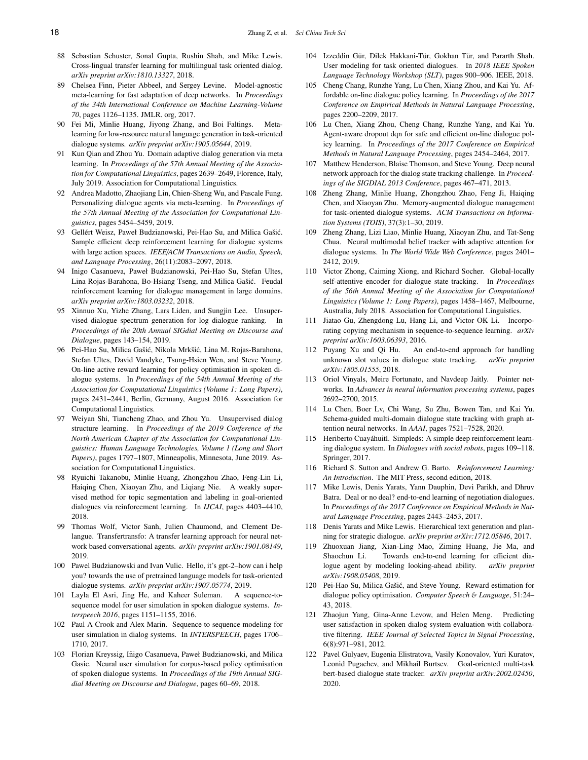88 Sebastian Schuster, Sonal Gupta, Rushin Shah, and Mike Lewis. Cross-lingual transfer learning for multilingual task oriented dialog. *arXiv preprint arXiv:1810.13327*, 2018.

89 Chelsea Finn, Pieter Abbeel, and Sergey Levine. Model-agnostic meta-learning for fast adaptation of deep networks. In *Proceedings of the 34th International Conference on Machine Learning-Volume 70*, pages 1126–1135. JMLR. org, 2017.

90 Fei Mi, Minlie Huang, Jiyong Zhang, and Boi Faltings. Meta-learning for low-resource natural language generation in task-oriented dialogue systems. *arXiv preprint arXiv:1905.05644*, 2019.

91 Kun Qian and Zhou Yu. Domain adaptive dialog generation via meta learning. In *Proceedings of the 57th Annual Meeting of the Association for Computational Linguistics*, pages 2639–2649, Florence, Italy, July 2019. Association for Computational Linguistics.

92 Andrea Madotto, Zhaojiang Lin, Chien-Sheng Wu, and Pascale Fung. Personalizing dialogue agents via meta-learning. In *Proceedings of the 57th Annual Meeting of the Association for Computational Linguistics*, pages 5454–5459, 2019.

93 Gellért Weisz, Paweł Budzianowski, Pei-Hao Su, and Milica Gašić. Sample efficient deep reinforcement learning for dialogue systems with large action spaces. *IEEE/ACM Transactions on Audio, Speech, and Language Processing*, 26(11):2083–2097, 2018.

94 Inigo Casanueva, Paweł Budzianowski, Pei-Hao Su, Stefan Ultes, Lina Rojas-Barahona, Bo-Hsiang Tseng, and Milica Gašić. Feudal reinforcement learning for dialogue management in large domains. *arXiv preprint arXiv:1803.03232*, 2018.

95 Xinnuo Xu, Yizhe Zhang, Lars Liden, and Sungjin Lee. Unsupervised dialogue spectrum generation for log dialogue ranking. In *Proceedings of the 20th Annual SIGdial Meeting on Discourse and Dialogue*, pages 143–154, 2019.

96 Pei-Hao Su, Milica Gašić, Nikola Mrkšić, Lina M. Rojas-Barahona, Stefan Ultes, David Vandyke, Tsung-Hsien Wen, and Steve Young. On-line active reward learning for policy optimisation in spoken dialogue systems. In *Proceedings of the 54th Annual Meeting of the Association for Computational Linguistics (Volume 1: Long Papers)*, pages 2431–2441, Berlin, Germany, August 2016. Association for Computational Linguistics.

97 Weiyan Shi, Tiancheng Zhao, and Zhou Yu. Unsupervised dialog structure learning. In *Proceedings of the 2019 Conference of the North American Chapter of the Association for Computational Linguistics: Human Language Technologies, Volume 1 (Long and Short Papers)*, pages 1797–1807, Minneapolis, Minnesota, June 2019. Association for Computational Linguistics.

98 Ryuichi Takanobu, Minlie Huang, Zhongzhou Zhao, Feng-Lin Li, Haiqing Chen, Xiaoyan Zhu, and Liqiang Nie. A weakly supervised method for topic segmentation and labeling in goal-oriented dialogues via reinforcement learning. In *IJCAI*, pages 4403–4410, 2018.

99 Thomas Wolf, Victor Sanh, Julien Chaumond, and Clement Delangue. Transfertransfo: A transfer learning approach for neural network based conversational agents. *arXiv preprint arXiv:1901.08149*, 2019.

100 Pawel Budzianowski and Ivan Vulic. Hello, it's gpt-2–how can i help you? towards the use of pretrained language models for task-oriented dialogue systems. *arXiv preprint arXiv:1907.05774*, 2019.

101 Layla El Asri, Jing He, and Kaheer Suleman. A sequence-to-sequence model for user simulation in spoken dialogue systems. *Interspeech 2016*, pages 1151–1155, 2016.

102 Paul A Crook and Alex Marin. Sequence to sequence modeling for user simulation in dialog systems. In *INTERSPEECH*, pages 1706–1710, 2017.

103 Florian Kreyssig, Iñigo Casanueva, Paweł Budzianowski, and Milica Gasic. Neural user simulation for corpus-based policy optimisation of spoken dialogue systems. In *Proceedings of the 19th Annual SIGdial Meeting on Discourse and Dialogue*, pages 60–69, 2018.

104 Izzeddin Gür, Dilek Hakkani-Tür, Gokhan Tür, and Pararth Shah. User modeling for task oriented dialogues. In *2018 IEEE Spoken Language Technology Workshop (SLT)*, pages 900–906. IEEE, 2018.

105 Cheng Chang, Runzhe Yang, Lu Chen, Xiang Zhou, and Kai Yu. Affordable on-line dialogue policy learning. In *Proceedings of the 2017 Conference on Empirical Methods in Natural Language Processing*, pages 2200–2209, 2017.

106 Lu Chen, Xiang Zhou, Cheng Chang, Runzhe Yang, and Kai Yu. Agent-aware dropout dqn for safe and efficient on-line dialogue policy learning. In *Proceedings of the 2017 Conference on Empirical Methods in Natural Language Processing*, pages 2454–2464, 2017.

107 Matthew Henderson, Blaise Thomson, and Steve Young. Deep neural network approach for the dialog state tracking challenge. In *Proceedings of the SIGDIAL 2013 Conference*, pages 467–471, 2013.

108 Zheng Zhang, Minlie Huang, Zhongzhou Zhao, Feng Ji, Haiqing Chen, and Xiaoyan Zhu. Memory-augmented dialogue management for task-oriented dialogue systems. *ACM Transactions on Information Systems (TOIS)*, 37(3):1–30, 2019.

109 Zheng Zhang, Lizi Liao, Minlie Huang, Xiaoyan Zhu, and Tat-Seng Chua. Neural multimodal belief tracker with adaptive attention for dialogue systems. In *The World Wide Web Conference*, pages 2401–2412, 2019.

110 Victor Zhong, Caiming Xiong, and Richard Socher. Global-locally self-attentive encoder for dialogue state tracking. In *Proceedings of the 56th Annual Meeting of the Association for Computational Linguistics (Volume 1: Long Papers)*, pages 1458–1467, Melbourne, Australia, July 2018. Association for Computational Linguistics.

111 Jiatao Gu, Zhengdong Lu, Hang Li, and Victor OK Li. Incorporating copying mechanism in sequence-to-sequence learning. *arXiv preprint arXiv:1603.06393*, 2016.

112 Puyang Xu and Qi Hu. An end-to-end approach for handling unknown slot values in dialogue state tracking. *arXiv preprint arXiv:1805.01555*, 2018.

113 Oriol Vinyals, Meire Fortunato, and Navdeep Jaitly. Pointer networks. In *Advances in neural information processing systems*, pages 2692–2700, 2015.

114 Lu Chen, Boer Lv, Chi Wang, Su Zhu, Bowen Tan, and Kai Yu. Schema-guided multi-domain dialogue state tracking with graph attention neural networks. In *AAAI*, pages 7521–7528, 2020.

115 Heriberto Cuayáhuitl. Simpleds: A simple deep reinforcement learning dialogue system. In *Dialogues with social robots*, pages 109–118. Springer, 2017.

116 Richard S. Sutton and Andrew G. Barto. *Reinforcement Learning: An Introduction*. The MIT Press, second edition, 2018.

117 Mike Lewis, Denis Yarats, Yann Dauphin, Devi Parikh, and Dhruv Batra. Deal or no deal? end-to-end learning of negotiation dialogues. In *Proceedings of the 2017 Conference on Empirical Methods in Natural Language Processing*, pages 2443–2453, 2017.

118 Denis Yarats and Mike Lewis. Hierarchical text generation and planning for strategic dialogue. *arXiv preprint arXiv:1712.05846*, 2017.

119 Zhuoxuan Jiang, Xian-Ling Mao, Ziming Huang, Jie Ma, and Shaochun Li. Towards end-to-end learning for efficient dialogue agent by modeling looking-ahead ability. *arXiv preprint arXiv:1908.05408*, 2019.

120 Pei-Hao Su, Milica Gašić, and Steve Young. Reward estimation for dialogue policy optimisation. *Computer Speech & Language*, 51:24–43, 2018.

121 Zhaojun Yang, Gina-Anne Levow, and Helen Meng. Predicting user satisfaction in spoken dialog system evaluation with collaborative filtering. *IEEE Journal of Selected Topics in Signal Processing*, 6(8):971–981, 2012.

122 Pavel Gulyaev, Eugenia Elistratova, Vasily Konovalov, Yuri Kuratov, Leonid Pugachev, and Mikhail Burtsev. Goal-oriented multi-task bert-based dialogue state tracker. *arXiv preprint arXiv:2002.02450*, 2020.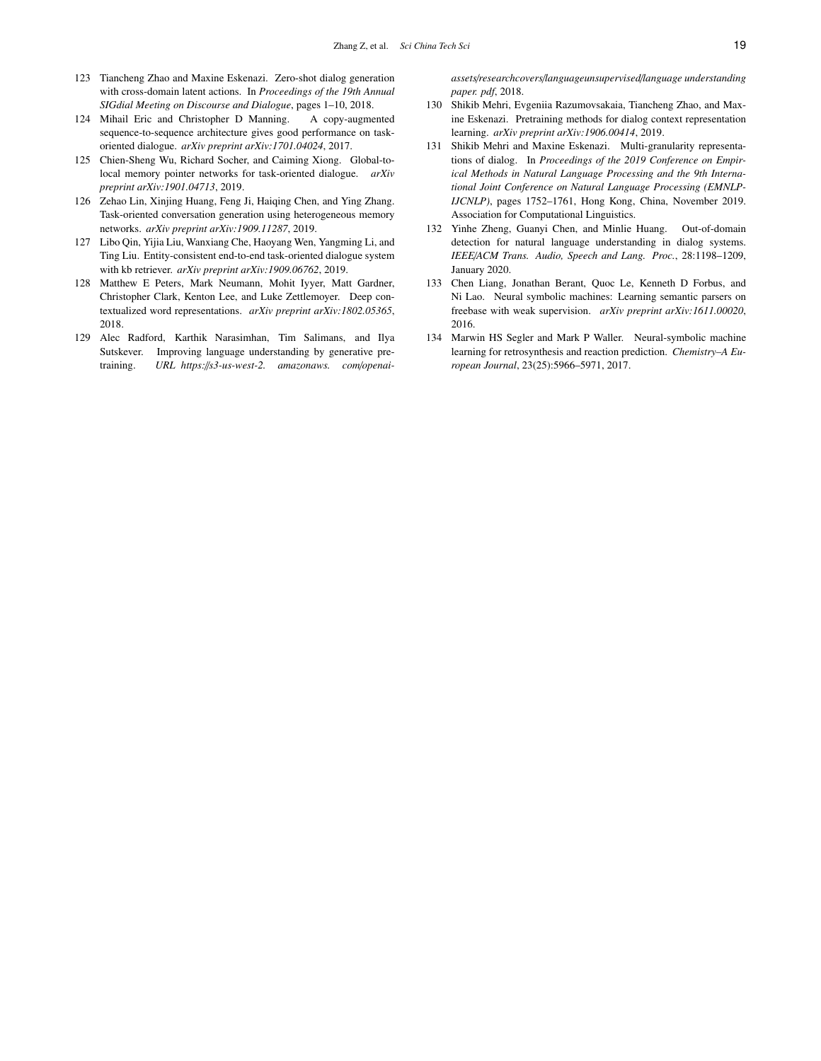123 Tiancheng Zhao and Maxine Eskenazi. Zero-shot dialog generation with cross-domain latent actions. In *Proceedings of the 19th Annual SIGdial Meeting on Discourse and Dialogue*, pages 1–10, 2018.

124 Mihail Eric and Christopher D Manning. A copy-augmented sequence-to-sequence architecture gives good performance on task-oriented dialogue. *arXiv preprint arXiv:1701.04024*, 2017.

125 Chien-Sheng Wu, Richard Socher, and Caiming Xiong. Global-to-local memory pointer networks for task-oriented dialogue. *arXiv preprint arXiv:1901.04713*, 2019.

126 Zehao Lin, Xinjing Huang, Feng Ji, Haiqing Chen, and Ying Zhang. Task-oriented conversation generation using heterogeneous memory networks. *arXiv preprint arXiv:1909.11287*, 2019.

127 Libo Qin, Yijia Liu, Wanxiang Che, Haoyang Wen, Yangming Li, and Ting Liu. Entity-consistent end-to-end task-oriented dialogue system with kb retriever. *arXiv preprint arXiv:1909.06762*, 2019.

128 Matthew E Peters, Mark Neumann, Mohit Iyyer, Matt Gardner, Christopher Clark, Kenton Lee, and Luke Zettlemoyer. Deep contextualized word representations. *arXiv preprint arXiv:1802.05365*, 2018.

129 Alec Radford, Karthik Narasimhan, Tim Salimans, and Ilya Sutskever. Improving language understanding by generative pre-training. *URL https://s3-us-west-2. amazonaws. com/openai-assets/researchcovers/languageunsupervised/language understanding paper. pdf*, 2018.

130 Shikib Mehri, Evgeniia Razumovsakaia, Tiancheng Zhao, and Maxine Eskenazi. Pretraining methods for dialog context representation learning. *arXiv preprint arXiv:1906.00414*, 2019.

131 Shikib Mehri and Maxine Eskenazi. Multi-granularity representations of dialog. In *Proceedings of the 2019 Conference on Empirical Methods in Natural Language Processing and the 9th International Joint Conference on Natural Language Processing (EMNLP-IJCNLP)*, pages 1752–1761, Hong Kong, China, November 2019. Association for Computational Linguistics.

132 Yinhe Zheng, Guanyi Chen, and Minlie Huang. Out-of-domain detection for natural language understanding in dialog systems. *IEEE/ACM Trans. Audio, Speech and Lang. Proc.*, 28:1198–1209, January 2020.

133 Chen Liang, Jonathan Berant, Quoc Le, Kenneth D Forbus, and Ni Lao. Neural symbolic machines: Learning semantic parsers on freebase with weak supervision. *arXiv preprint arXiv:1611.00020*, 2016.

134 Marwin HS Segler and Mark P Waller. Neural-symbolic machine learning for retrosynthesis and reaction prediction. *Chemistry–A European Journal*, 23(25):5966–5971, 2017.